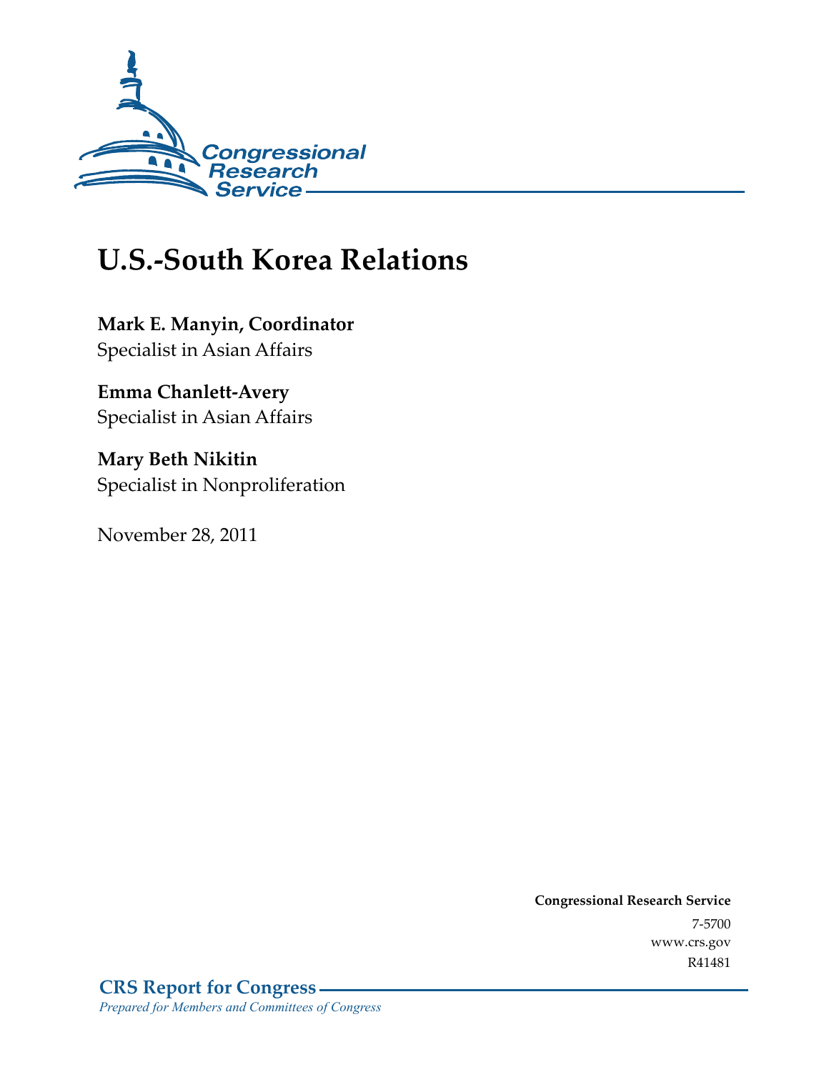Congressional Research Service

# U.S.-South Korea Relations

**Mark E. Manyin, Coordinator**
Specialist in Asian Affairs

**Emma Chanlett-Avery**
Specialist in Asian Affairs

**Mary Beth Nikitin**
Specialist in Nonproliferation

November 28, 2011

**Congressional Research Service**
7-5700
www.crs.gov
R41481

**CRS Report for Congress**
*Prepared for Members and Committees of Congress*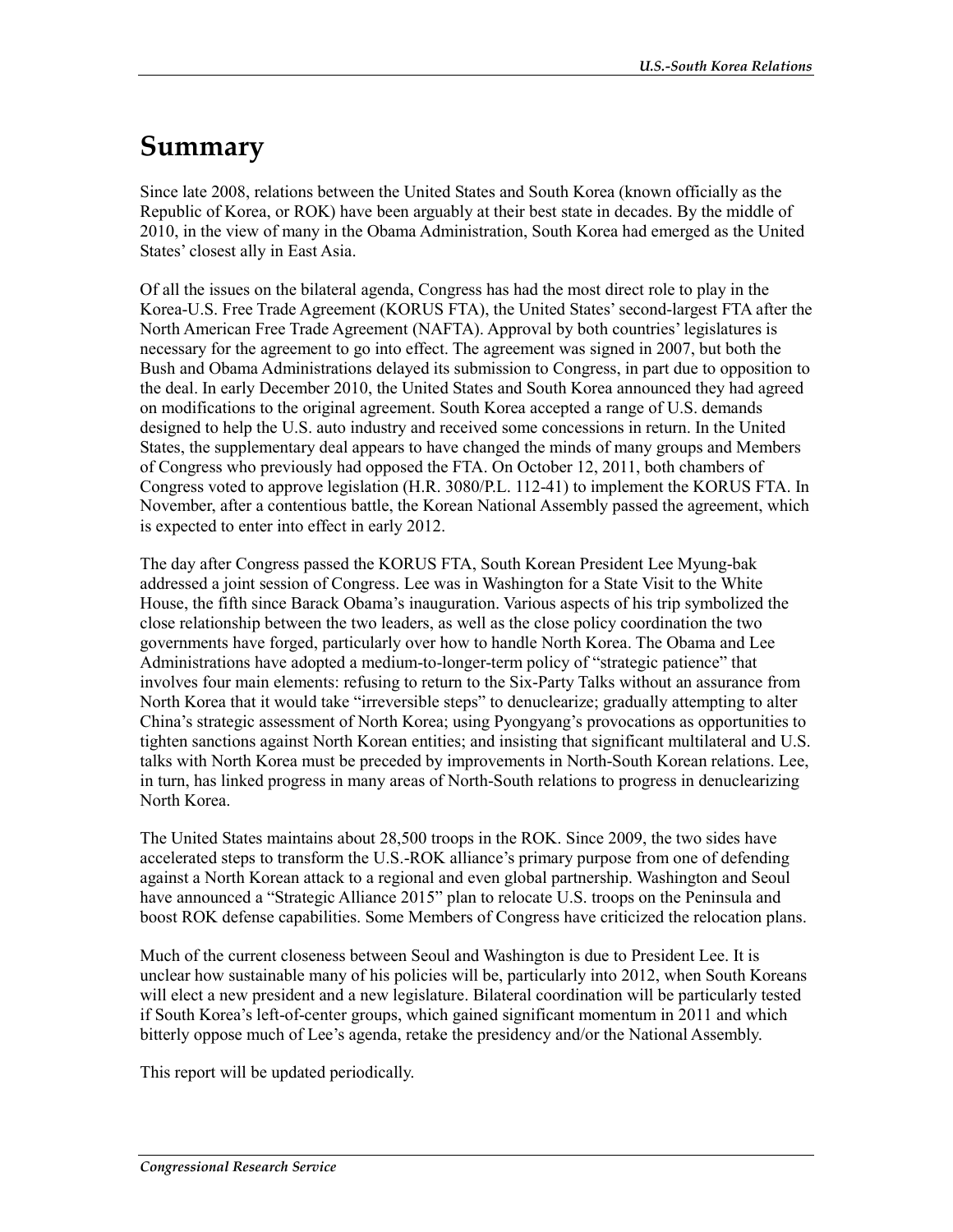# Summary

Since late 2008, relations between the United States and South Korea (known officially as the Republic of Korea, or ROK) have been arguably at their best state in decades. By the middle of 2010, in the view of many in the Obama Administration, South Korea had emerged as the United States' closest ally in East Asia.

Of all the issues on the bilateral agenda, Congress has had the most direct role to play in the Korea-U.S. Free Trade Agreement (KORUS FTA), the United States' second-largest FTA after the North American Free Trade Agreement (NAFTA). Approval by both countries' legislatures is necessary for the agreement to go into effect. The agreement was signed in 2007, but both the Bush and Obama Administrations delayed its submission to Congress, in part due to opposition to the deal. In early December 2010, the United States and South Korea announced they had agreed on modifications to the original agreement. South Korea accepted a range of U.S. demands designed to help the U.S. auto industry and received some concessions in return. In the United States, the supplementary deal appears to have changed the minds of many groups and Members of Congress who previously had opposed the FTA. On October 12, 2011, both chambers of Congress voted to approve legislation (H.R. 3080/P.L. 112-41) to implement the KORUS FTA. In November, after a contentious battle, the Korean National Assembly passed the agreement, which is expected to enter into effect in early 2012.

The day after Congress passed the KORUS FTA, South Korean President Lee Myung-bak addressed a joint session of Congress. Lee was in Washington for a State Visit to the White House, the fifth since Barack Obama's inauguration. Various aspects of his trip symbolized the close relationship between the two leaders, as well as the close policy coordination the two governments have forged, particularly over how to handle North Korea. The Obama and Lee Administrations have adopted a medium-to-longer-term policy of "strategic patience" that involves four main elements: refusing to return to the Six-Party Talks without an assurance from North Korea that it would take "irreversible steps" to denuclearize; gradually attempting to alter China's strategic assessment of North Korea; using Pyongyang's provocations as opportunities to tighten sanctions against North Korean entities; and insisting that significant multilateral and U.S. talks with North Korea must be preceded by improvements in North-South Korean relations. Lee, in turn, has linked progress in many areas of North-South relations to progress in denuclearizing North Korea.

The United States maintains about 28,500 troops in the ROK. Since 2009, the two sides have accelerated steps to transform the U.S.-ROK alliance's primary purpose from one of defending against a North Korean attack to a regional and even global partnership. Washington and Seoul have announced a "Strategic Alliance 2015" plan to relocate U.S. troops on the Peninsula and boost ROK defense capabilities. Some Members of Congress have criticized the relocation plans.

Much of the current closeness between Seoul and Washington is due to President Lee. It is unclear how sustainable many of his policies will be, particularly into 2012, when South Koreans will elect a new president and a new legislature. Bilateral coordination will be particularly tested if South Korea's left-of-center groups, which gained significant momentum in 2011 and which bitterly oppose much of Lee's agenda, retake the presidency and/or the National Assembly.

This report will be updated periodically.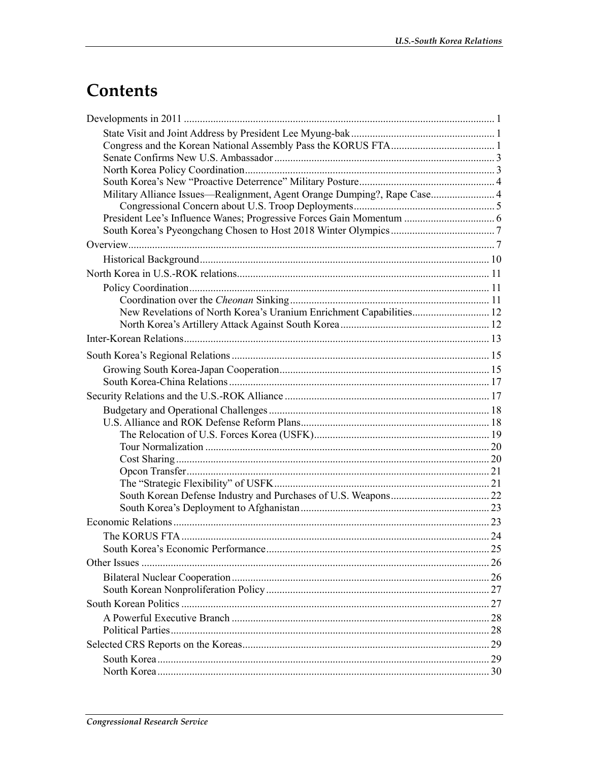# Contents

Developments in 2011 ..... 1

- State Visit and Joint Address by President Lee Myung-bak ..... 1
- Congress and the Korean National Assembly Pass the KORUS FTA ..... 1
- Senate Confirms New U.S. Ambassador ..... 3
- North Korea Policy Coordination ..... 3
- South Korea's New "Proactive Deterrence" Military Posture ..... 4
- Military Alliance Issues—Realignment, Agent Orange Dumping?, Rape Case ..... 4
  - Congressional Concern about U.S. Troop Deployments ..... 5
- President Lee's Influence Wanes; Progressive Forces Gain Momentum ..... 6
- South Korea's Pyeongchang Chosen to Host 2018 Winter Olympics ..... 7

Overview ..... 7

- Historical Background ..... 10

North Korea in U.S.-ROK relations ..... 11

- Policy Coordination ..... 11
  - Coordination over the *Cheonan* Sinking ..... 11
  - New Revelations of North Korea's Uranium Enrichment Capabilities ..... 12
  - North Korea's Artillery Attack Against South Korea ..... 12

Inter-Korean Relations ..... 13

South Korea's Regional Relations ..... 15

- Growing South Korea-Japan Cooperation ..... 15
- South Korea-China Relations ..... 17

Security Relations and the U.S.-ROK Alliance ..... 17

- Budgetary and Operational Challenges ..... 18
- U.S. Alliance and ROK Defense Reform Plans ..... 18
  - The Relocation of U.S. Forces Korea (USFK) ..... 19
  - Tour Normalization ..... 20
  - Cost Sharing ..... 20
  - Opcon Transfer ..... 21
  - The "Strategic Flexibility" of USFK ..... 21
  - South Korean Defense Industry and Purchases of U.S. Weapons ..... 22
  - South Korea's Deployment to Afghanistan ..... 23

Economic Relations ..... 23

- The KORUS FTA ..... 24
- South Korea's Economic Performance ..... 25

Other Issues ..... 26

- Bilateral Nuclear Cooperation ..... 26
- South Korean Nonproliferation Policy ..... 27

South Korean Politics ..... 27

- A Powerful Executive Branch ..... 28
- Political Parties ..... 28

Selected CRS Reports on the Koreas ..... 29

- South Korea ..... 29
- North Korea ..... 30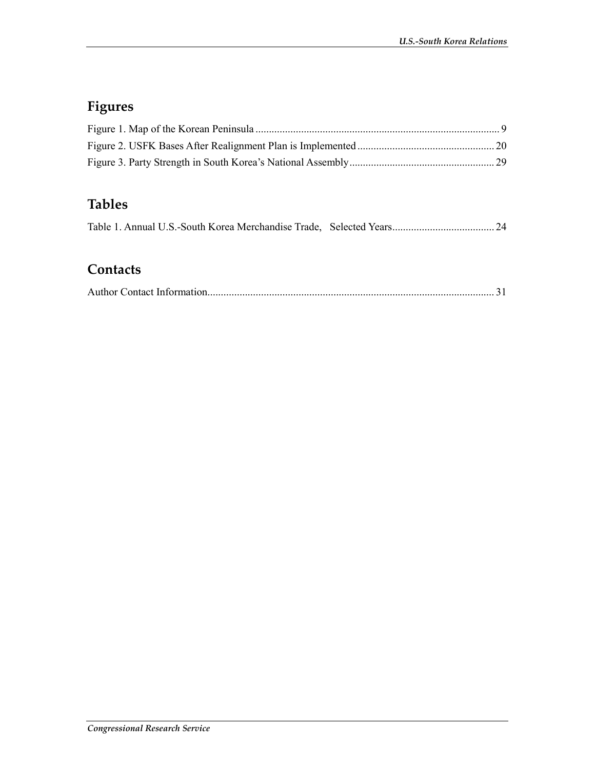## Figures

Figure 1. Map of the Korean Peninsula .......................................................................................... 9
Figure 2. USFK Bases After Realignment Plan is Implemented .................................................. 20
Figure 3. Party Strength in South Korea's National Assembly..................................................... 29

## Tables

Table 1. Annual U.S.-South Korea Merchandise Trade, Selected Years...................................... 24

## Contacts

Author Contact Information.......................................................................................................... 31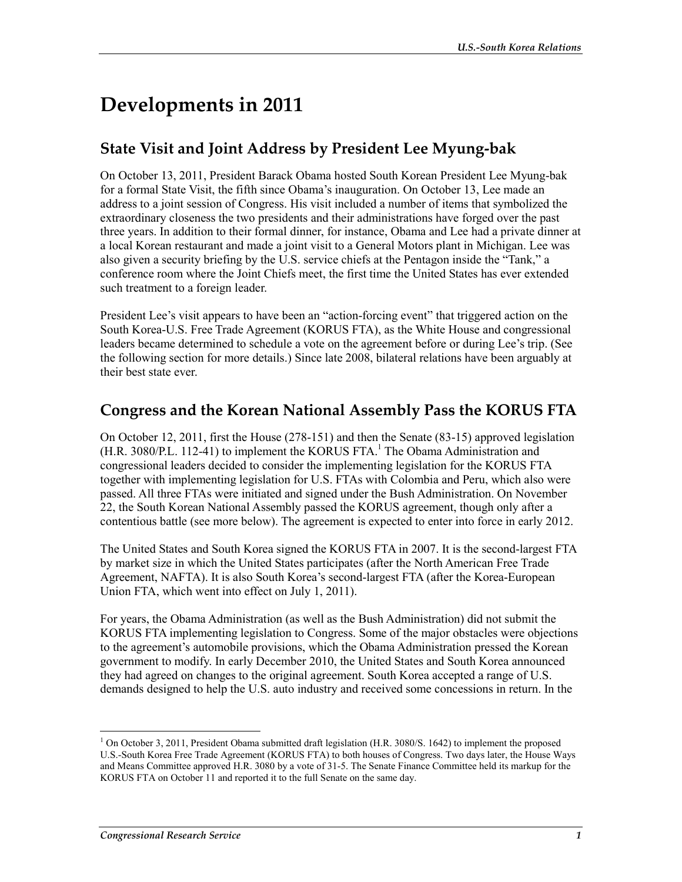# Developments in 2011

## State Visit and Joint Address by President Lee Myung-bak

On October 13, 2011, President Barack Obama hosted South Korean President Lee Myung-bak for a formal State Visit, the fifth since Obama's inauguration. On October 13, Lee made an address to a joint session of Congress. His visit included a number of items that symbolized the extraordinary closeness the two presidents and their administrations have forged over the past three years. In addition to their formal dinner, for instance, Obama and Lee had a private dinner at a local Korean restaurant and made a joint visit to a General Motors plant in Michigan. Lee was also given a security briefing by the U.S. service chiefs at the Pentagon inside the "Tank," a conference room where the Joint Chiefs meet, the first time the United States has ever extended such treatment to a foreign leader.

President Lee's visit appears to have been an "action-forcing event" that triggered action on the South Korea-U.S. Free Trade Agreement (KORUS FTA), as the White House and congressional leaders became determined to schedule a vote on the agreement before or during Lee's trip. (See the following section for more details.) Since late 2008, bilateral relations have been arguably at their best state ever.

## Congress and the Korean National Assembly Pass the KORUS FTA

On October 12, 2011, first the House (278-151) and then the Senate (83-15) approved legislation (H.R. 3080/P.L. 112-41) to implement the KORUS FTA.[1] The Obama Administration and congressional leaders decided to consider the implementing legislation for the KORUS FTA together with implementing legislation for U.S. FTAs with Colombia and Peru, which also were passed. All three FTAs were initiated and signed under the Bush Administration. On November 22, the South Korean National Assembly passed the KORUS agreement, though only after a contentious battle (see more below). The agreement is expected to enter into force in early 2012.

The United States and South Korea signed the KORUS FTA in 2007. It is the second-largest FTA by market size in which the United States participates (after the North American Free Trade Agreement, NAFTA). It is also South Korea's second-largest FTA (after the Korea-European Union FTA, which went into effect on July 1, 2011).

For years, the Obama Administration (as well as the Bush Administration) did not submit the KORUS FTA implementing legislation to Congress. Some of the major obstacles were objections to the agreement's automobile provisions, which the Obama Administration pressed the Korean government to modify. In early December 2010, the United States and South Korea announced they had agreed on changes to the original agreement. South Korea accepted a range of U.S. demands designed to help the U.S. auto industry and received some concessions in return. In the

---

[1] On October 3, 2011, President Obama submitted draft legislation (H.R. 3080/S. 1642) to implement the proposed U.S.-South Korea Free Trade Agreement (KORUS FTA) to both houses of Congress. Two days later, the House Ways and Means Committee approved H.R. 3080 by a vote of 31-5. The Senate Finance Committee held its markup for the KORUS FTA on October 11 and reported it to the full Senate on the same day.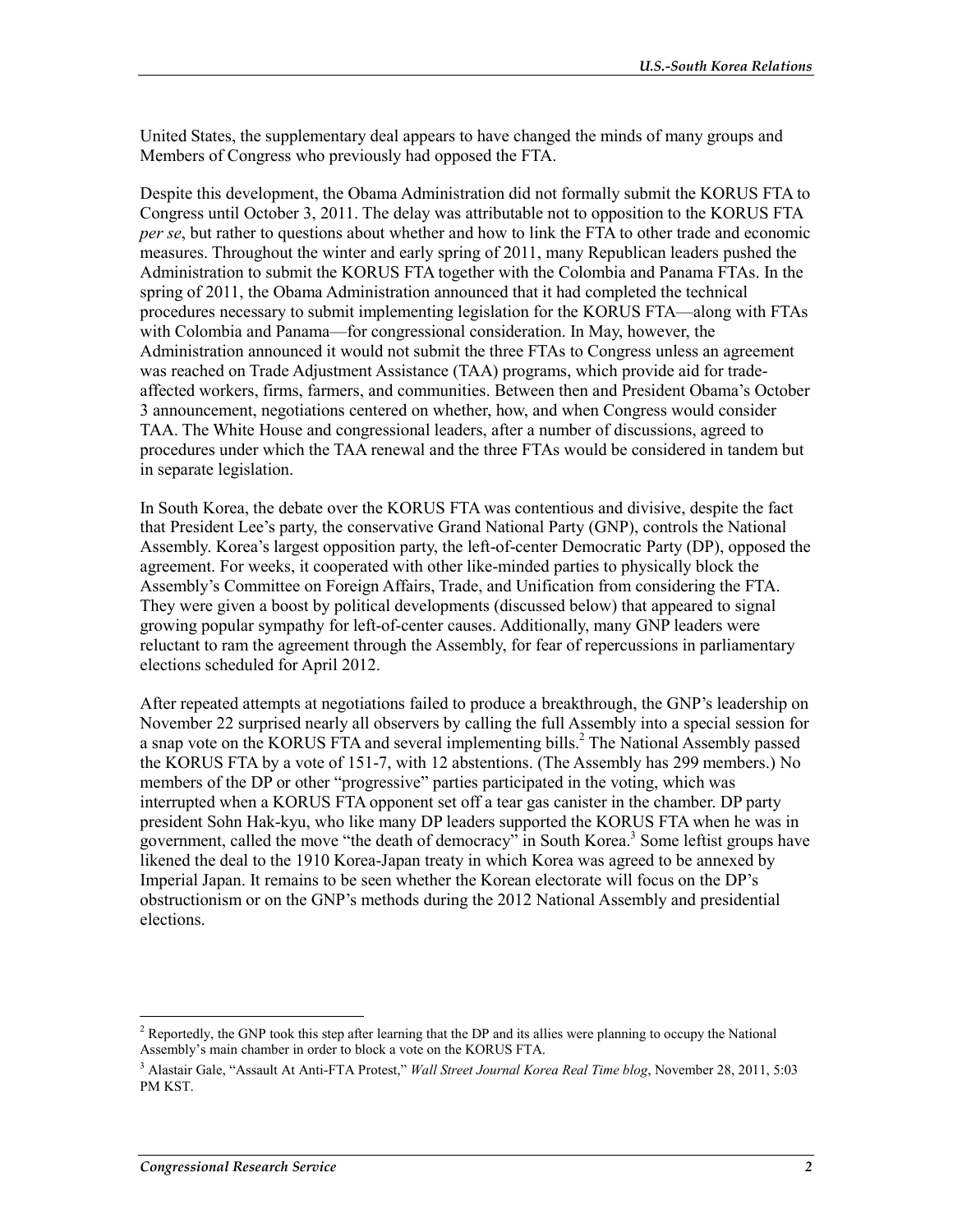United States, the supplementary deal appears to have changed the minds of many groups and Members of Congress who previously had opposed the FTA.

Despite this development, the Obama Administration did not formally submit the KORUS FTA to Congress until October 3, 2011. The delay was attributable not to opposition to the KORUS FTA *per se*, but rather to questions about whether and how to link the FTA to other trade and economic measures. Throughout the winter and early spring of 2011, many Republican leaders pushed the Administration to submit the KORUS FTA together with the Colombia and Panama FTAs. In the spring of 2011, the Obama Administration announced that it had completed the technical procedures necessary to submit implementing legislation for the KORUS FTA—along with FTAs with Colombia and Panama—for congressional consideration. In May, however, the Administration announced it would not submit the three FTAs to Congress unless an agreement was reached on Trade Adjustment Assistance (TAA) programs, which provide aid for trade-affected workers, firms, farmers, and communities. Between then and President Obama's October 3 announcement, negotiations centered on whether, how, and when Congress would consider TAA. The White House and congressional leaders, after a number of discussions, agreed to procedures under which the TAA renewal and the three FTAs would be considered in tandem but in separate legislation.

In South Korea, the debate over the KORUS FTA was contentious and divisive, despite the fact that President Lee's party, the conservative Grand National Party (GNP), controls the National Assembly. Korea's largest opposition party, the left-of-center Democratic Party (DP), opposed the agreement. For weeks, it cooperated with other like-minded parties to physically block the Assembly's Committee on Foreign Affairs, Trade, and Unification from considering the FTA. They were given a boost by political developments (discussed below) that appeared to signal growing popular sympathy for left-of-center causes. Additionally, many GNP leaders were reluctant to ram the agreement through the Assembly, for fear of repercussions in parliamentary elections scheduled for April 2012.

After repeated attempts at negotiations failed to produce a breakthrough, the GNP's leadership on November 22 surprised nearly all observers by calling the full Assembly into a special session for a snap vote on the KORUS FTA and several implementing bills.[2] The National Assembly passed the KORUS FTA by a vote of 151-7, with 12 abstentions. (The Assembly has 299 members.) No members of the DP or other "progressive" parties participated in the voting, which was interrupted when a KORUS FTA opponent set off a tear gas canister in the chamber. DP party president Sohn Hak-kyu, who like many DP leaders supported the KORUS FTA when he was in government, called the move "the death of democracy" in South Korea.[3] Some leftist groups have likened the deal to the 1910 Korea-Japan treaty in which Korea was agreed to be annexed by Imperial Japan. It remains to be seen whether the Korean electorate will focus on the DP's obstructionism or on the GNP's methods during the 2012 National Assembly and presidential elections.

---

[2] Reportedly, the GNP took this step after learning that the DP and its allies were planning to occupy the National Assembly's main chamber in order to block a vote on the KORUS FTA.

[3] Alastair Gale, "Assault At Anti-FTA Protest," *Wall Street Journal Korea Real Time blog*, November 28, 2011, 5:03 PM KST.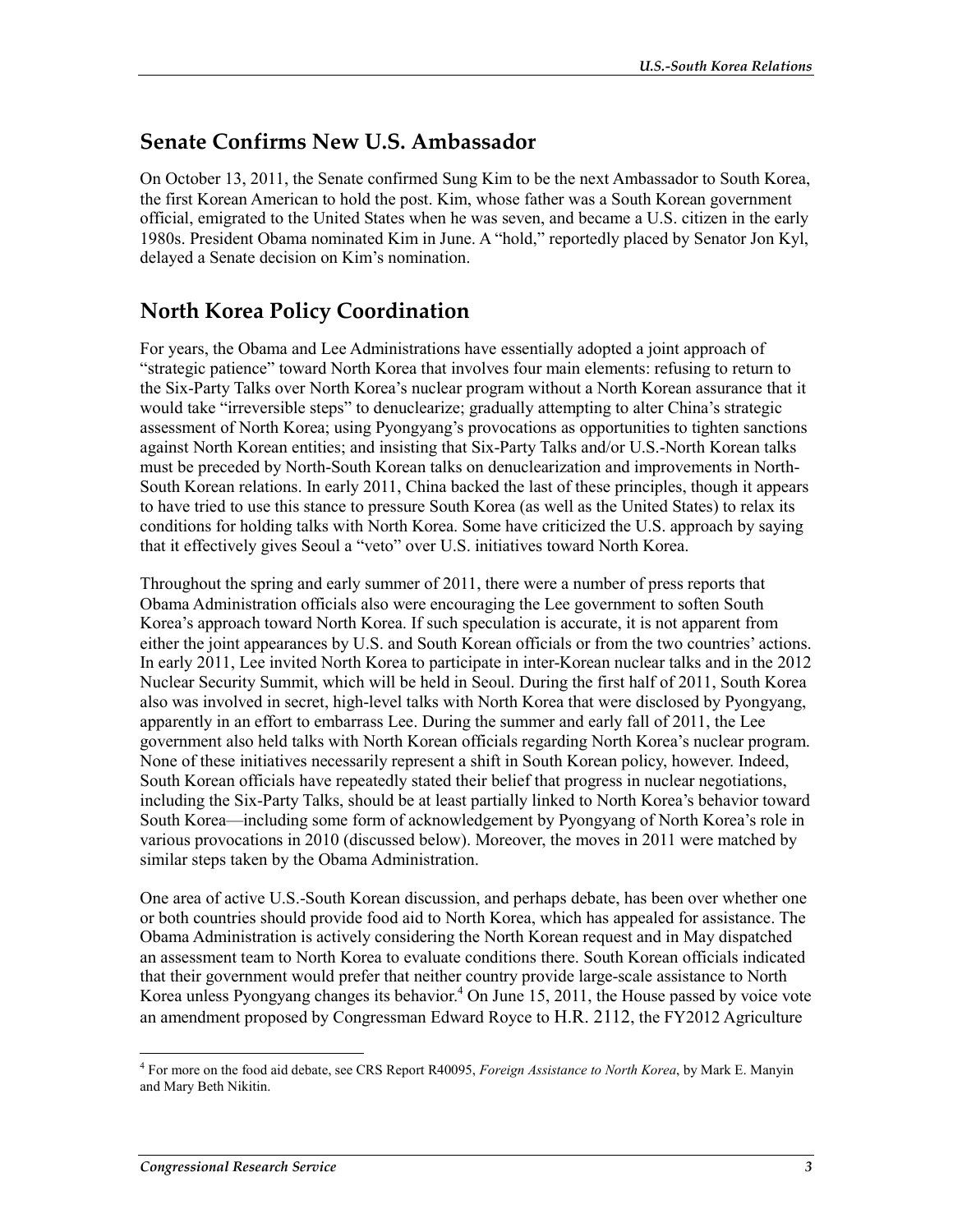## Senate Confirms New U.S. Ambassador

On October 13, 2011, the Senate confirmed Sung Kim to be the next Ambassador to South Korea, the first Korean American to hold the post. Kim, whose father was a South Korean government official, emigrated to the United States when he was seven, and became a U.S. citizen in the early 1980s. President Obama nominated Kim in June. A "hold," reportedly placed by Senator Jon Kyl, delayed a Senate decision on Kim's nomination.

## North Korea Policy Coordination

For years, the Obama and Lee Administrations have essentially adopted a joint approach of "strategic patience" toward North Korea that involves four main elements: refusing to return to the Six-Party Talks over North Korea's nuclear program without a North Korean assurance that it would take "irreversible steps" to denuclearize; gradually attempting to alter China's strategic assessment of North Korea; using Pyongyang's provocations as opportunities to tighten sanctions against North Korean entities; and insisting that Six-Party Talks and/or U.S.-North Korean talks must be preceded by North-South Korean talks on denuclearization and improvements in North-South Korean relations. In early 2011, China backed the last of these principles, though it appears to have tried to use this stance to pressure South Korea (as well as the United States) to relax its conditions for holding talks with North Korea. Some have criticized the U.S. approach by saying that it effectively gives Seoul a "veto" over U.S. initiatives toward North Korea.

Throughout the spring and early summer of 2011, there were a number of press reports that Obama Administration officials also were encouraging the Lee government to soften South Korea's approach toward North Korea. If such speculation is accurate, it is not apparent from either the joint appearances by U.S. and South Korean officials or from the two countries' actions. In early 2011, Lee invited North Korea to participate in inter-Korean nuclear talks and in the 2012 Nuclear Security Summit, which will be held in Seoul. During the first half of 2011, South Korea also was involved in secret, high-level talks with North Korea that were disclosed by Pyongyang, apparently in an effort to embarrass Lee. During the summer and early fall of 2011, the Lee government also held talks with North Korean officials regarding North Korea's nuclear program. None of these initiatives necessarily represent a shift in South Korean policy, however. Indeed, South Korean officials have repeatedly stated their belief that progress in nuclear negotiations, including the Six-Party Talks, should be at least partially linked to North Korea's behavior toward South Korea—including some form of acknowledgement by Pyongyang of North Korea's role in various provocations in 2010 (discussed below). Moreover, the moves in 2011 were matched by similar steps taken by the Obama Administration.

One area of active U.S.-South Korean discussion, and perhaps debate, has been over whether one or both countries should provide food aid to North Korea, which has appealed for assistance. The Obama Administration is actively considering the North Korean request and in May dispatched an assessment team to North Korea to evaluate conditions there. South Korean officials indicated that their government would prefer that neither country provide large-scale assistance to North Korea unless Pyongyang changes its behavior.[4] On June 15, 2011, the House passed by voice vote an amendment proposed by Congressman Edward Royce to H.R. 2112, the FY2012 Agriculture

[4] For more on the food aid debate, see CRS Report R40095, *Foreign Assistance to North Korea*, by Mark E. Manyin and Mary Beth Nikitin.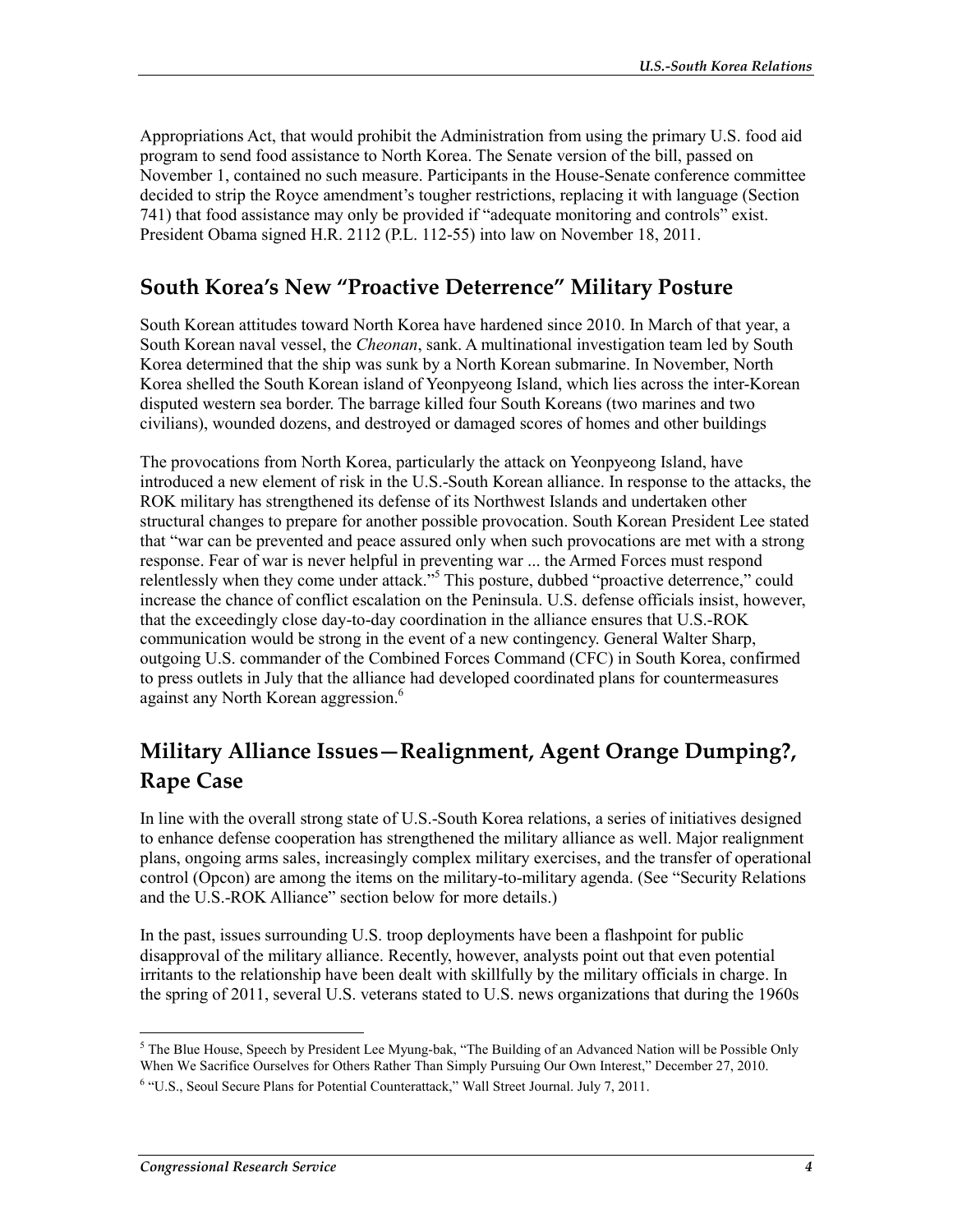Appropriations Act, that would prohibit the Administration from using the primary U.S. food aid program to send food assistance to North Korea. The Senate version of the bill, passed on November 1, contained no such measure. Participants in the House-Senate conference committee decided to strip the Royce amendment's tougher restrictions, replacing it with language (Section 741) that food assistance may only be provided if "adequate monitoring and controls" exist. President Obama signed H.R. 2112 (P.L. 112-55) into law on November 18, 2011.

## South Korea's New "Proactive Deterrence" Military Posture

South Korean attitudes toward North Korea have hardened since 2010. In March of that year, a South Korean naval vessel, the *Cheonan*, sank. A multinational investigation team led by South Korea determined that the ship was sunk by a North Korean submarine. In November, North Korea shelled the South Korean island of Yeonpyeong Island, which lies across the inter-Korean disputed western sea border. The barrage killed four South Koreans (two marines and two civilians), wounded dozens, and destroyed or damaged scores of homes and other buildings

The provocations from North Korea, particularly the attack on Yeonpyeong Island, have introduced a new element of risk in the U.S.-South Korean alliance. In response to the attacks, the ROK military has strengthened its defense of its Northwest Islands and undertaken other structural changes to prepare for another possible provocation. South Korean President Lee stated that "war can be prevented and peace assured only when such provocations are met with a strong response. Fear of war is never helpful in preventing war ... the Armed Forces must respond relentlessly when they come under attack."[5] This posture, dubbed "proactive deterrence," could increase the chance of conflict escalation on the Peninsula. U.S. defense officials insist, however, that the exceedingly close day-to-day coordination in the alliance ensures that U.S.-ROK communication would be strong in the event of a new contingency. General Walter Sharp, outgoing U.S. commander of the Combined Forces Command (CFC) in South Korea, confirmed to press outlets in July that the alliance had developed coordinated plans for countermeasures against any North Korean aggression.[6]

## Military Alliance Issues—Realignment, Agent Orange Dumping?, Rape Case

In line with the overall strong state of U.S.-South Korea relations, a series of initiatives designed to enhance defense cooperation has strengthened the military alliance as well. Major realignment plans, ongoing arms sales, increasingly complex military exercises, and the transfer of operational control (Opcon) are among the items on the military-to-military agenda. (See "Security Relations and the U.S.-ROK Alliance" section below for more details.)

In the past, issues surrounding U.S. troop deployments have been a flashpoint for public disapproval of the military alliance. Recently, however, analysts point out that even potential irritants to the relationship have been dealt with skillfully by the military officials in charge. In the spring of 2011, several U.S. veterans stated to U.S. news organizations that during the 1960s

---

[5] The Blue House, Speech by President Lee Myung-bak, "The Building of an Advanced Nation will be Possible Only When We Sacrifice Ourselves for Others Rather Than Simply Pursuing Our Own Interest," December 27, 2010.

[6] "U.S., Seoul Secure Plans for Potential Counterattack," Wall Street Journal. July 7, 2011.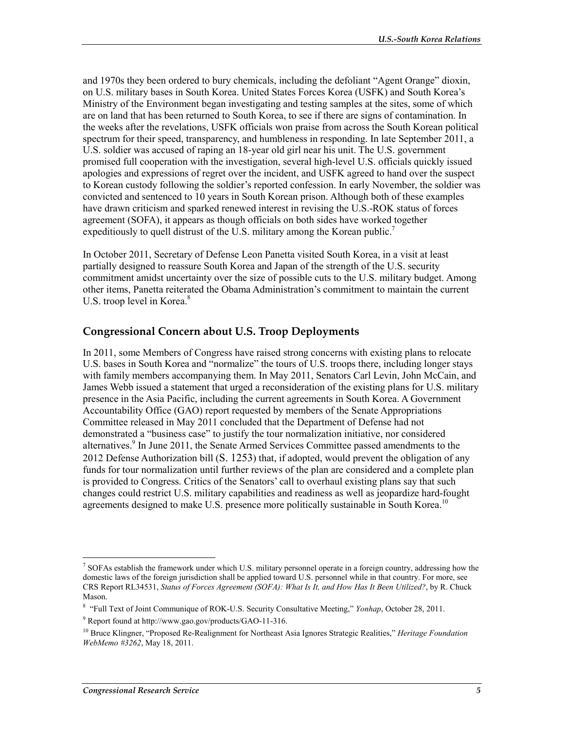and 1970s they been ordered to bury chemicals, including the defoliant "Agent Orange" dioxin, on U.S. military bases in South Korea. United States Forces Korea (USFK) and South Korea's Ministry of the Environment began investigating and testing samples at the sites, some of which are on land that has been returned to South Korea, to see if there are signs of contamination. In the weeks after the revelations, USFK officials won praise from across the South Korean political spectrum for their speed, transparency, and humbleness in responding. In late September 2011, a U.S. soldier was accused of raping an 18-year old girl near his unit. The U.S. government promised full cooperation with the investigation, several high-level U.S. officials quickly issued apologies and expressions of regret over the incident, and USFK agreed to hand over the suspect to Korean custody following the soldier's reported confession. In early November, the soldier was convicted and sentenced to 10 years in South Korean prison. Although both of these examples have drawn criticism and sparked renewed interest in revising the U.S.-ROK status of forces agreement (SOFA), it appears as though officials on both sides have worked together expeditiously to quell distrust of the U.S. military among the Korean public.[7]

In October 2011, Secretary of Defense Leon Panetta visited South Korea, in a visit at least partially designed to reassure South Korea and Japan of the strength of the U.S. security commitment amidst uncertainty over the size of possible cuts to the U.S. military budget. Among other items, Panetta reiterated the Obama Administration's commitment to maintain the current U.S. troop level in Korea.[8]

## Congressional Concern about U.S. Troop Deployments

In 2011, some Members of Congress have raised strong concerns with existing plans to relocate U.S. bases in South Korea and "normalize" the tours of U.S. troops there, including longer stays with family members accompanying them. In May 2011, Senators Carl Levin, John McCain, and James Webb issued a statement that urged a reconsideration of the existing plans for U.S. military presence in the Asia Pacific, including the current agreements in South Korea. A Government Accountability Office (GAO) report requested by members of the Senate Appropriations Committee released in May 2011 concluded that the Department of Defense had not demonstrated a "business case" to justify the tour normalization initiative, nor considered alternatives.[9] In June 2011, the Senate Armed Services Committee passed amendments to the 2012 Defense Authorization bill (S. 1253) that, if adopted, would prevent the obligation of any funds for tour normalization until further reviews of the plan are considered and a complete plan is provided to Congress. Critics of the Senators' call to overhaul existing plans say that such changes could restrict U.S. military capabilities and readiness as well as jeopardize hard-fought agreements designed to make U.S. presence more politically sustainable in South Korea.[10]

---

[7] SOFAs establish the framework under which U.S. military personnel operate in a foreign country, addressing how the domestic laws of the foreign jurisdiction shall be applied toward U.S. personnel while in that country. For more, see CRS Report RL34531, *Status of Forces Agreement (SOFA): What Is It, and How Has It Been Utilized?*, by R. Chuck Mason.

[8] "Full Text of Joint Communique of ROK-U.S. Security Consultative Meeting," *Yonhap*, October 28, 2011.

[9] Report found at http://www.gao.gov/products/GAO-11-316.

[10] Bruce Klingner, "Proposed Re-Realignment for Northeast Asia Ignores Strategic Realities," *Heritage Foundation WebMemo #3262*, May 18, 2011.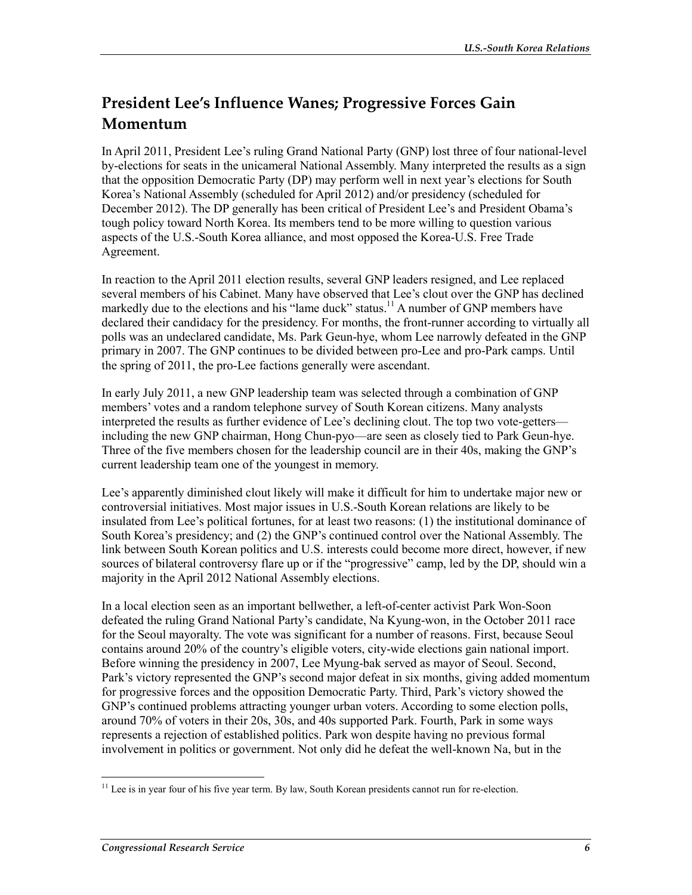## President Lee's Influence Wanes; Progressive Forces Gain Momentum

In April 2011, President Lee's ruling Grand National Party (GNP) lost three of four national-level by-elections for seats in the unicameral National Assembly. Many interpreted the results as a sign that the opposition Democratic Party (DP) may perform well in next year's elections for South Korea's National Assembly (scheduled for April 2012) and/or presidency (scheduled for December 2012). The DP generally has been critical of President Lee's and President Obama's tough policy toward North Korea. Its members tend to be more willing to question various aspects of the U.S.-South Korea alliance, and most opposed the Korea-U.S. Free Trade Agreement.

In reaction to the April 2011 election results, several GNP leaders resigned, and Lee replaced several members of his Cabinet. Many have observed that Lee's clout over the GNP has declined markedly due to the elections and his "lame duck" status.[11] A number of GNP members have declared their candidacy for the presidency. For months, the front-runner according to virtually all polls was an undeclared candidate, Ms. Park Geun-hye, whom Lee narrowly defeated in the GNP primary in 2007. The GNP continues to be divided between pro-Lee and pro-Park camps. Until the spring of 2011, the pro-Lee factions generally were ascendant.

In early July 2011, a new GNP leadership team was selected through a combination of GNP members' votes and a random telephone survey of South Korean citizens. Many analysts interpreted the results as further evidence of Lee's declining clout. The top two vote-getters—including the new GNP chairman, Hong Chun-pyo—are seen as closely tied to Park Geun-hye. Three of the five members chosen for the leadership council are in their 40s, making the GNP's current leadership team one of the youngest in memory.

Lee's apparently diminished clout likely will make it difficult for him to undertake major new or controversial initiatives. Most major issues in U.S.-South Korean relations are likely to be insulated from Lee's political fortunes, for at least two reasons: (1) the institutional dominance of South Korea's presidency; and (2) the GNP's continued control over the National Assembly. The link between South Korean politics and U.S. interests could become more direct, however, if new sources of bilateral controversy flare up or if the "progressive" camp, led by the DP, should win a majority in the April 2012 National Assembly elections.

In a local election seen as an important bellwether, a left-of-center activist Park Won-Soon defeated the ruling Grand National Party's candidate, Na Kyung-won, in the October 2011 race for the Seoul mayoralty. The vote was significant for a number of reasons. First, because Seoul contains around 20% of the country's eligible voters, city-wide elections gain national import. Before winning the presidency in 2007, Lee Myung-bak served as mayor of Seoul. Second, Park's victory represented the GNP's second major defeat in six months, giving added momentum for progressive forces and the opposition Democratic Party. Third, Park's victory showed the GNP's continued problems attracting younger urban voters. According to some election polls, around 70% of voters in their 20s, 30s, and 40s supported Park. Fourth, Park in some ways represents a rejection of established politics. Park won despite having no previous formal involvement in politics or government. Not only did he defeat the well-known Na, but in the

[11] Lee is in year four of his five year term. By law, South Korean presidents cannot run for re-election.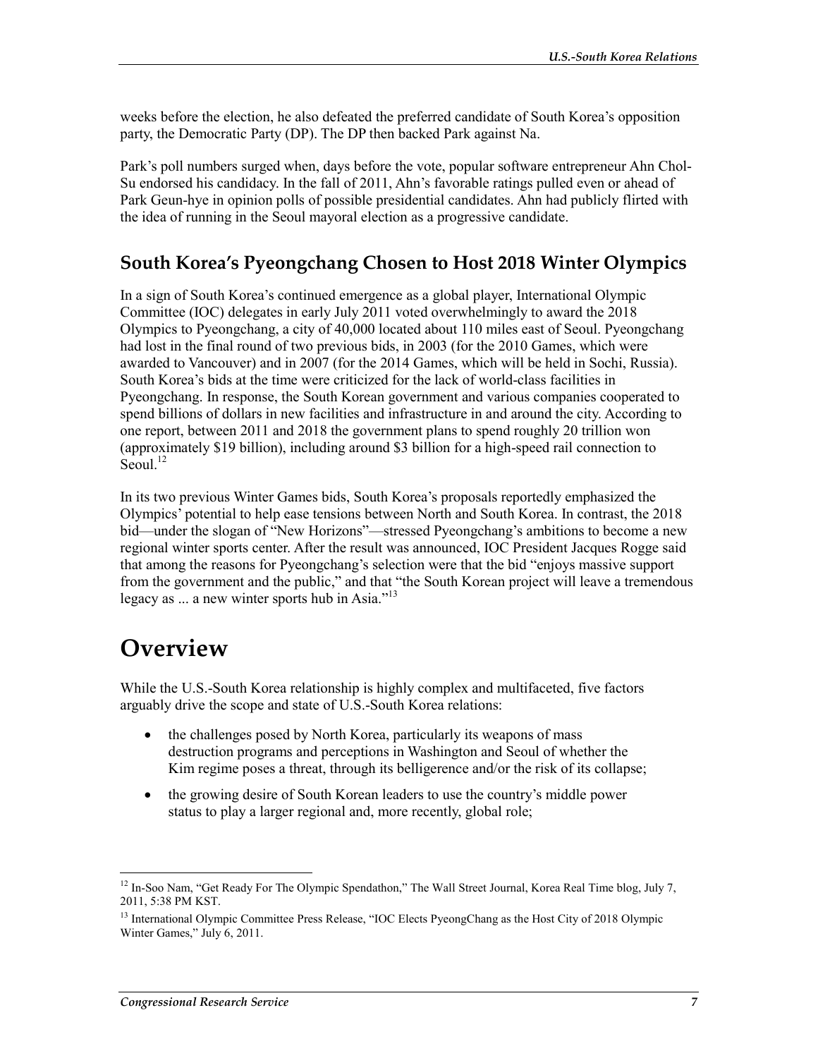weeks before the election, he also defeated the preferred candidate of South Korea's opposition party, the Democratic Party (DP). The DP then backed Park against Na.

Park's poll numbers surged when, days before the vote, popular software entrepreneur Ahn Chol-Su endorsed his candidacy. In the fall of 2011, Ahn's favorable ratings pulled even or ahead of Park Geun-hye in opinion polls of possible presidential candidates. Ahn had publicly flirted with the idea of running in the Seoul mayoral election as a progressive candidate.

### South Korea's Pyeongchang Chosen to Host 2018 Winter Olympics

In a sign of South Korea's continued emergence as a global player, International Olympic Committee (IOC) delegates in early July 2011 voted overwhelmingly to award the 2018 Olympics to Pyeongchang, a city of 40,000 located about 110 miles east of Seoul. Pyeongchang had lost in the final round of two previous bids, in 2003 (for the 2010 Games, which were awarded to Vancouver) and in 2007 (for the 2014 Games, which will be held in Sochi, Russia). South Korea's bids at the time were criticized for the lack of world-class facilities in Pyeongchang. In response, the South Korean government and various companies cooperated to spend billions of dollars in new facilities and infrastructure in and around the city. According to one report, between 2011 and 2018 the government plans to spend roughly 20 trillion won (approximately $19 billion), including around $3 billion for a high-speed rail connection to Seoul.[12]

In its two previous Winter Games bids, South Korea's proposals reportedly emphasized the Olympics' potential to help ease tensions between North and South Korea. In contrast, the 2018 bid—under the slogan of "New Horizons"—stressed Pyeongchang's ambitions to become a new regional winter sports center. After the result was announced, IOC President Jacques Rogge said that among the reasons for Pyeongchang's selection were that the bid "enjoys massive support from the government and the public," and that "the South Korean project will leave a tremendous legacy as ... a new winter sports hub in Asia."[13]

# Overview

While the U.S.-South Korea relationship is highly complex and multifaceted, five factors arguably drive the scope and state of U.S.-South Korea relations:

- the challenges posed by North Korea, particularly its weapons of mass destruction programs and perceptions in Washington and Seoul of whether the Kim regime poses a threat, through its belligerence and/or the risk of its collapse;
- the growing desire of South Korean leaders to use the country's middle power status to play a larger regional and, more recently, global role;

[12] In-Soo Nam, "Get Ready For The Olympic Spendathon," The Wall Street Journal, Korea Real Time blog, July 7, 2011, 5:38 PM KST.

[13] International Olympic Committee Press Release, "IOC Elects PyeongChang as the Host City of 2018 Olympic Winter Games," July 6, 2011.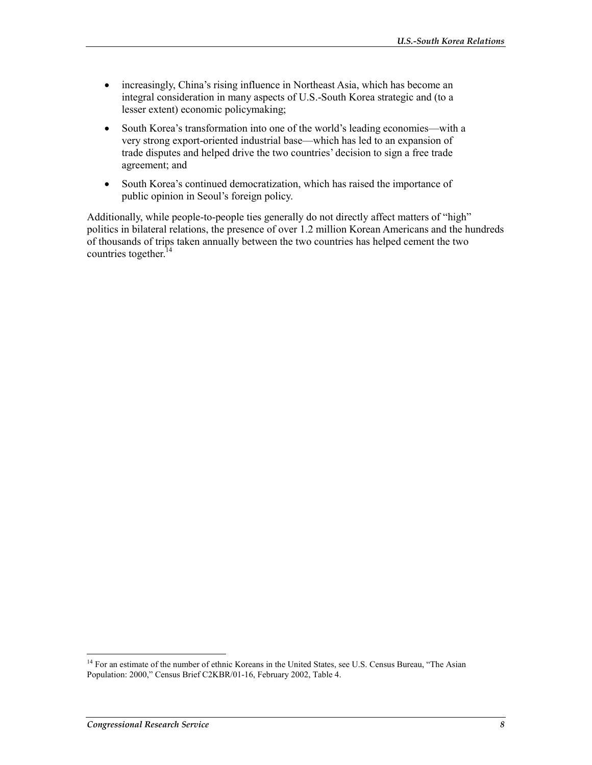- increasingly, China's rising influence in Northeast Asia, which has become an integral consideration in many aspects of U.S.-South Korea strategic and (to a lesser extent) economic policymaking;
- South Korea's transformation into one of the world's leading economies—with a very strong export-oriented industrial base—which has led to an expansion of trade disputes and helped drive the two countries' decision to sign a free trade agreement; and
- South Korea's continued democratization, which has raised the importance of public opinion in Seoul's foreign policy.

Additionally, while people-to-people ties generally do not directly affect matters of "high" politics in bilateral relations, the presence of over 1.2 million Korean Americans and the hundreds of thousands of trips taken annually between the two countries has helped cement the two countries together.[14]

---

[14] For an estimate of the number of ethnic Koreans in the United States, see U.S. Census Bureau, "The Asian Population: 2000," Census Brief C2KBR/01-16, February 2002, Table 4.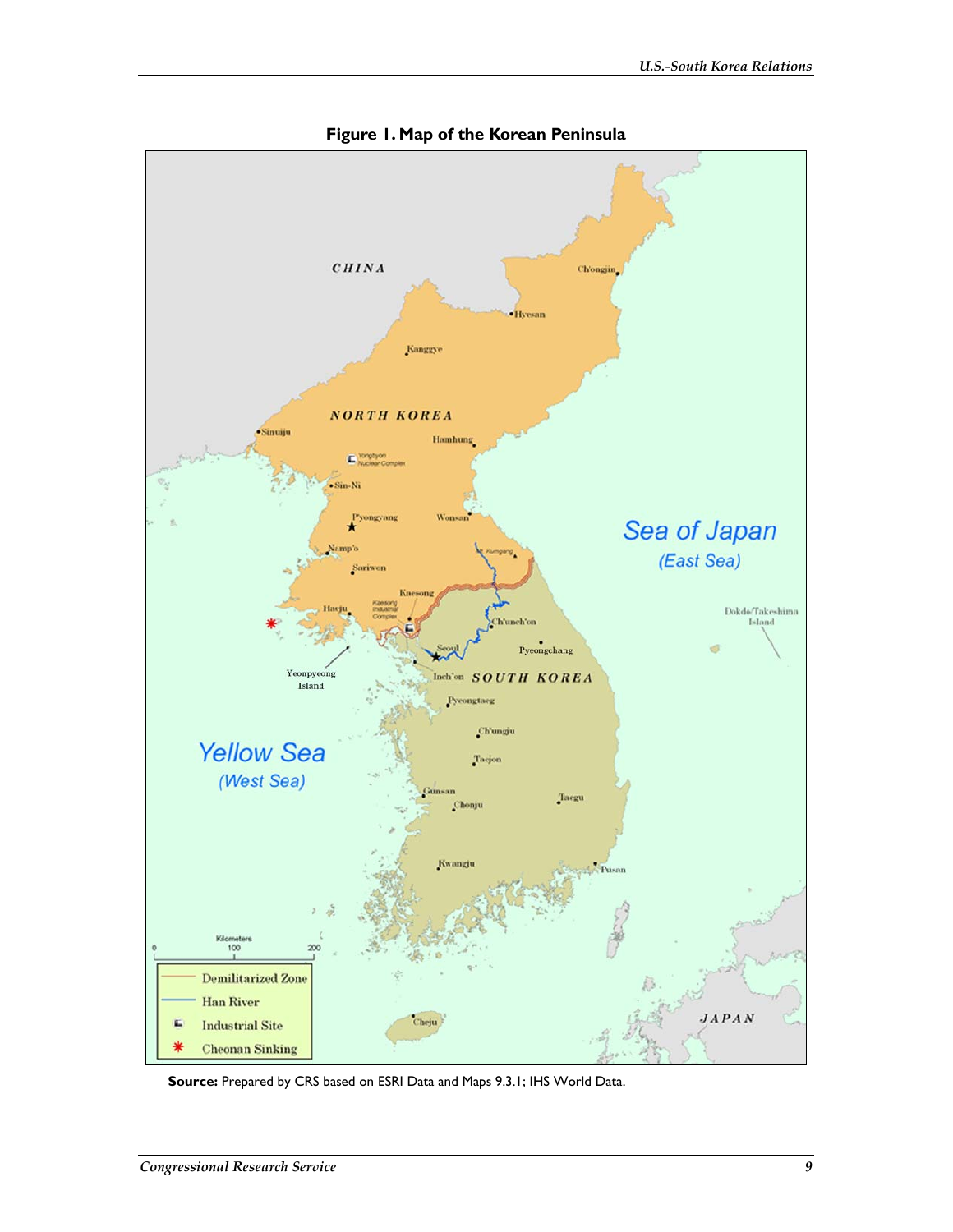**Figure 1. Map of the Korean Peninsula**

**Source:** Prepared by CRS based on ESRI Data and Maps 9.3.1; IHS World Data.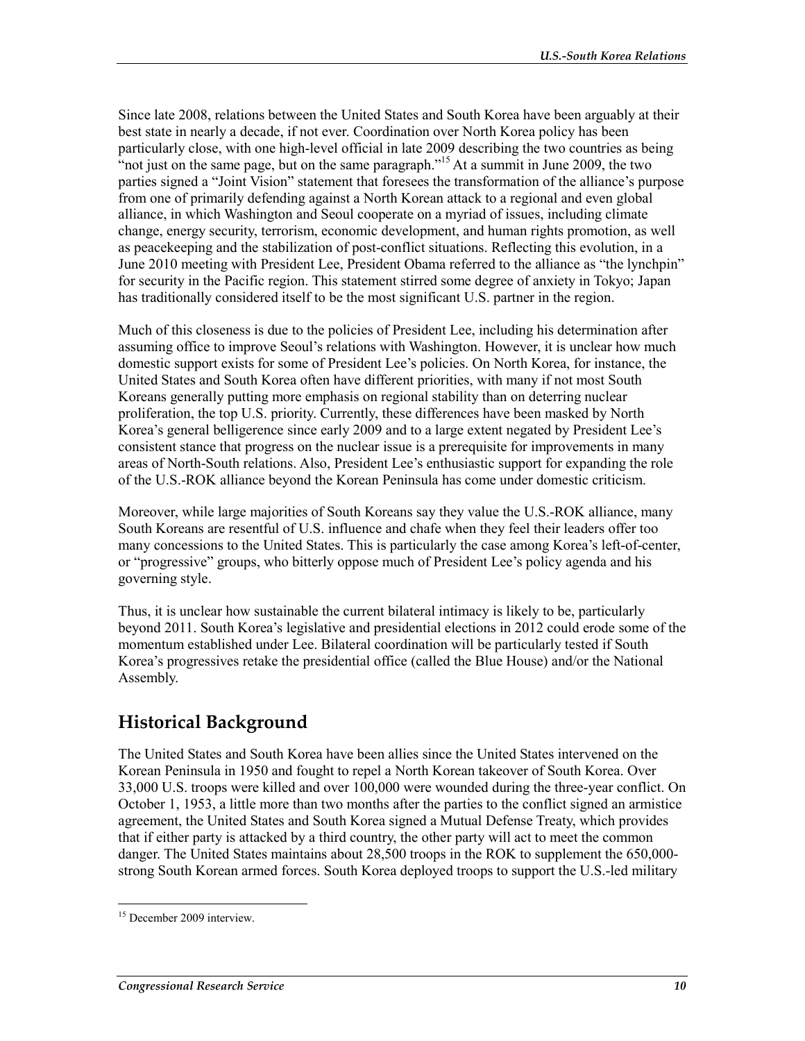Since late 2008, relations between the United States and South Korea have been arguably at their best state in nearly a decade, if not ever. Coordination over North Korea policy has been particularly close, with one high-level official in late 2009 describing the two countries as being "not just on the same page, but on the same paragraph."[15] At a summit in June 2009, the two parties signed a "Joint Vision" statement that foresees the transformation of the alliance's purpose from one of primarily defending against a North Korean attack to a regional and even global alliance, in which Washington and Seoul cooperate on a myriad of issues, including climate change, energy security, terrorism, economic development, and human rights promotion, as well as peacekeeping and the stabilization of post-conflict situations. Reflecting this evolution, in a June 2010 meeting with President Lee, President Obama referred to the alliance as "the lynchpin" for security in the Pacific region. This statement stirred some degree of anxiety in Tokyo; Japan has traditionally considered itself to be the most significant U.S. partner in the region.

Much of this closeness is due to the policies of President Lee, including his determination after assuming office to improve Seoul's relations with Washington. However, it is unclear how much domestic support exists for some of President Lee's policies. On North Korea, for instance, the United States and South Korea often have different priorities, with many if not most South Koreans generally putting more emphasis on regional stability than on deterring nuclear proliferation, the top U.S. priority. Currently, these differences have been masked by North Korea's general belligerence since early 2009 and to a large extent negated by President Lee's consistent stance that progress on the nuclear issue is a prerequisite for improvements in many areas of North-South relations. Also, President Lee's enthusiastic support for expanding the role of the U.S.-ROK alliance beyond the Korean Peninsula has come under domestic criticism.

Moreover, while large majorities of South Koreans say they value the U.S.-ROK alliance, many South Koreans are resentful of U.S. influence and chafe when they feel their leaders offer too many concessions to the United States. This is particularly the case among Korea's left-of-center, or "progressive" groups, who bitterly oppose much of President Lee's policy agenda and his governing style.

Thus, it is unclear how sustainable the current bilateral intimacy is likely to be, particularly beyond 2011. South Korea's legislative and presidential elections in 2012 could erode some of the momentum established under Lee. Bilateral coordination will be particularly tested if South Korea's progressives retake the presidential office (called the Blue House) and/or the National Assembly.

## Historical Background

The United States and South Korea have been allies since the United States intervened on the Korean Peninsula in 1950 and fought to repel a North Korean takeover of South Korea. Over 33,000 U.S. troops were killed and over 100,000 were wounded during the three-year conflict. On October 1, 1953, a little more than two months after the parties to the conflict signed an armistice agreement, the United States and South Korea signed a Mutual Defense Treaty, which provides that if either party is attacked by a third country, the other party will act to meet the common danger. The United States maintains about 28,500 troops in the ROK to supplement the 650,000-strong South Korean armed forces. South Korea deployed troops to support the U.S.-led military

---

[15] December 2009 interview.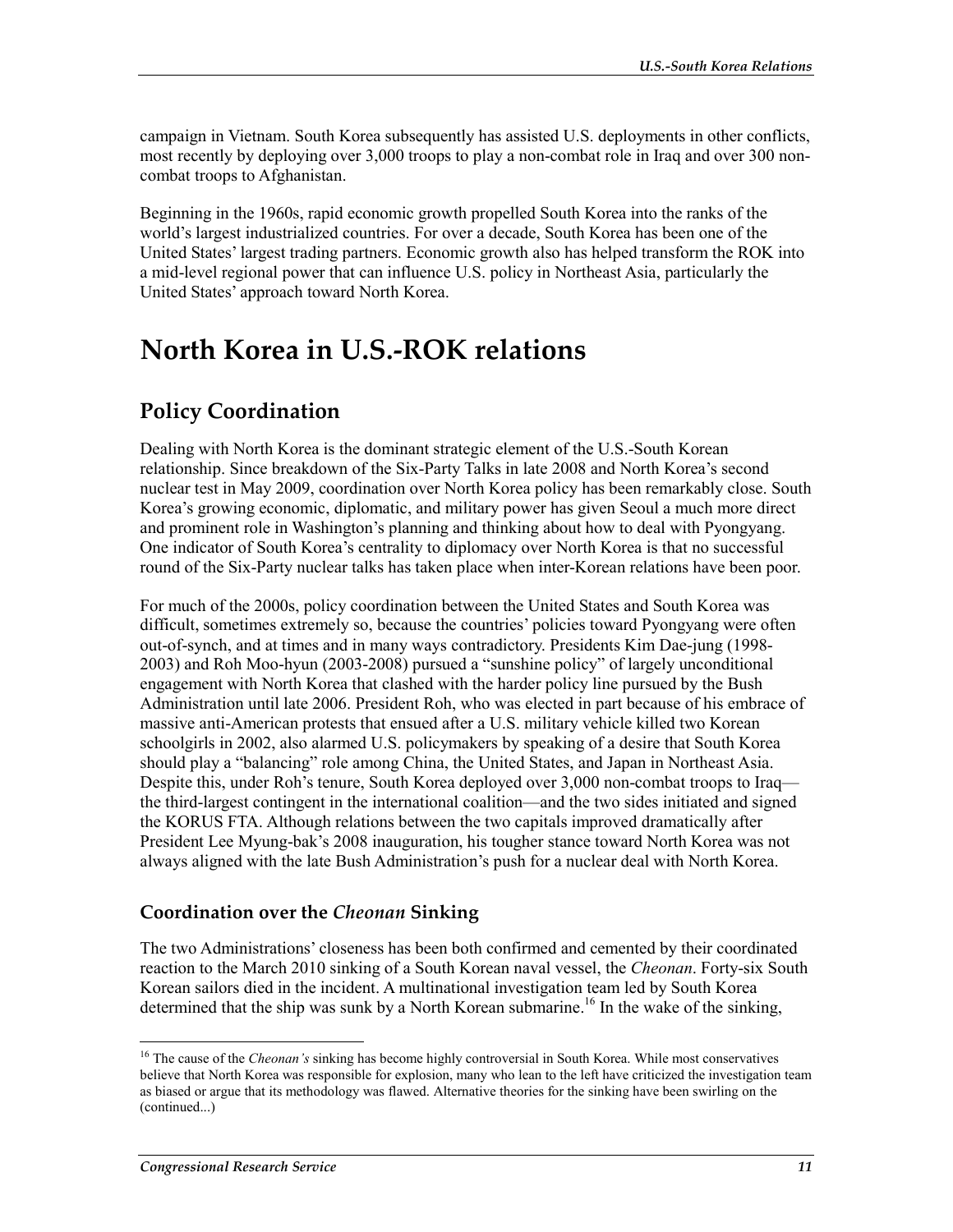campaign in Vietnam. South Korea subsequently has assisted U.S. deployments in other conflicts, most recently by deploying over 3,000 troops to play a non-combat role in Iraq and over 300 non-combat troops to Afghanistan.

Beginning in the 1960s, rapid economic growth propelled South Korea into the ranks of the world's largest industrialized countries. For over a decade, South Korea has been one of the United States' largest trading partners. Economic growth also has helped transform the ROK into a mid-level regional power that can influence U.S. policy in Northeast Asia, particularly the United States' approach toward North Korea.

# North Korea in U.S.-ROK relations

## Policy Coordination

Dealing with North Korea is the dominant strategic element of the U.S.-South Korean relationship. Since breakdown of the Six-Party Talks in late 2008 and North Korea's second nuclear test in May 2009, coordination over North Korea policy has been remarkably close. South Korea's growing economic, diplomatic, and military power has given Seoul a much more direct and prominent role in Washington's planning and thinking about how to deal with Pyongyang. One indicator of South Korea's centrality to diplomacy over North Korea is that no successful round of the Six-Party nuclear talks has taken place when inter-Korean relations have been poor.

For much of the 2000s, policy coordination between the United States and South Korea was difficult, sometimes extremely so, because the countries' policies toward Pyongyang were often out-of-synch, and at times and in many ways contradictory. Presidents Kim Dae-jung (1998-2003) and Roh Moo-hyun (2003-2008) pursued a "sunshine policy" of largely unconditional engagement with North Korea that clashed with the harder policy line pursued by the Bush Administration until late 2006. President Roh, who was elected in part because of his embrace of massive anti-American protests that ensued after a U.S. military vehicle killed two Korean schoolgirls in 2002, also alarmed U.S. policymakers by speaking of a desire that South Korea should play a "balancing" role among China, the United States, and Japan in Northeast Asia. Despite this, under Roh's tenure, South Korea deployed over 3,000 non-combat troops to Iraq—the third-largest contingent in the international coalition—and the two sides initiated and signed the KORUS FTA. Although relations between the two capitals improved dramatically after President Lee Myung-bak's 2008 inauguration, his tougher stance toward North Korea was not always aligned with the late Bush Administration's push for a nuclear deal with North Korea.

### Coordination over the *Cheonan* Sinking

The two Administrations' closeness has been both confirmed and cemented by their coordinated reaction to the March 2010 sinking of a South Korean naval vessel, the *Cheonan*. Forty-six South Korean sailors died in the incident. A multinational investigation team led by South Korea determined that the ship was sunk by a North Korean submarine.[16] In the wake of the sinking,

[16] The cause of the *Cheonan's* sinking has become highly controversial in South Korea. While most conservatives believe that North Korea was responsible for explosion, many who lean to the left have criticized the investigation team as biased or argue that its methodology was flawed. Alternative theories for the sinking have been swirling on the (continued...)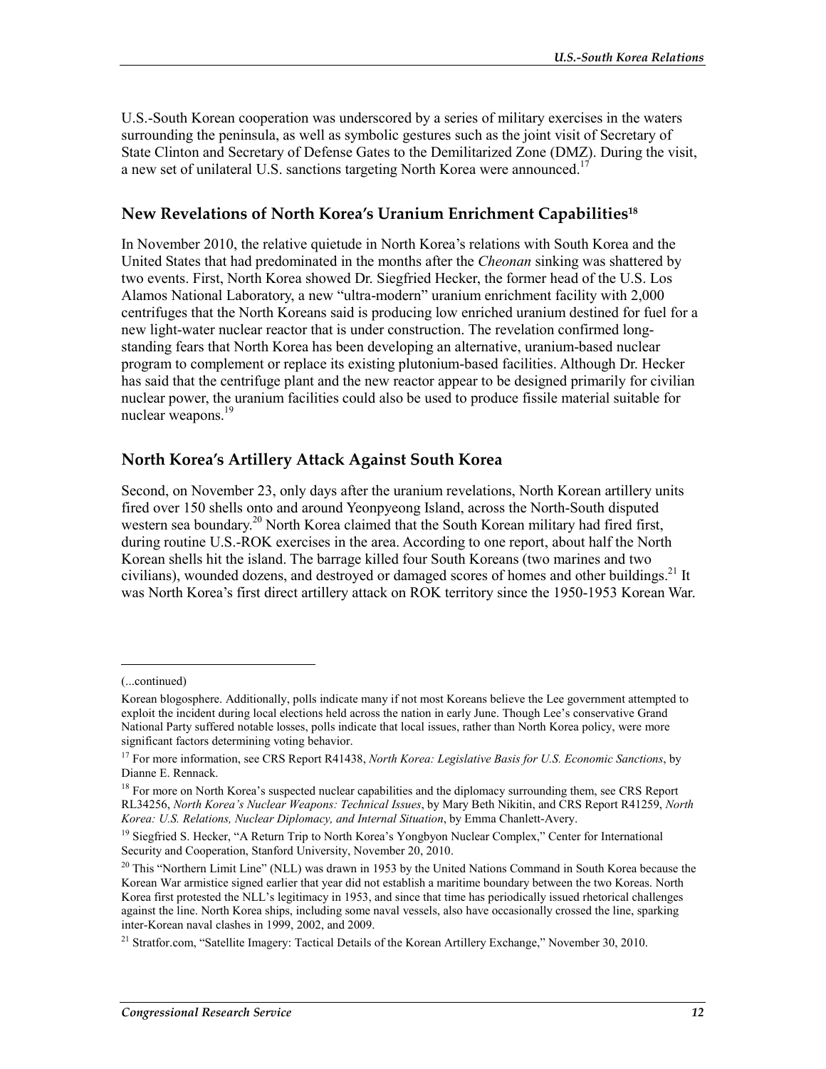U.S.-South Korean cooperation was underscored by a series of military exercises in the waters surrounding the peninsula, as well as symbolic gestures such as the joint visit of Secretary of State Clinton and Secretary of Defense Gates to the Demilitarized Zone (DMZ). During the visit, a new set of unilateral U.S. sanctions targeting North Korea were announced.[17]

## New Revelations of North Korea's Uranium Enrichment Capabilities[18]

In November 2010, the relative quietude in North Korea's relations with South Korea and the United States that had predominated in the months after the *Cheonan* sinking was shattered by two events. First, North Korea showed Dr. Siegfried Hecker, the former head of the U.S. Los Alamos National Laboratory, a new "ultra-modern" uranium enrichment facility with 2,000 centrifuges that the North Koreans said is producing low enriched uranium destined for fuel for a new light-water nuclear reactor that is under construction. The revelation confirmed long-standing fears that North Korea has been developing an alternative, uranium-based nuclear program to complement or replace its existing plutonium-based facilities. Although Dr. Hecker has said that the centrifuge plant and the new reactor appear to be designed primarily for civilian nuclear power, the uranium facilities could also be used to produce fissile material suitable for nuclear weapons.[19]

## North Korea's Artillery Attack Against South Korea

Second, on November 23, only days after the uranium revelations, North Korean artillery units fired over 150 shells onto and around Yeonpyeong Island, across the North-South disputed western sea boundary.[20] North Korea claimed that the South Korean military had fired first, during routine U.S.-ROK exercises in the area. According to one report, about half the North Korean shells hit the island. The barrage killed four South Koreans (two marines and two civilians), wounded dozens, and destroyed or damaged scores of homes and other buildings.[21] It was North Korea's first direct artillery attack on ROK territory since the 1950-1953 Korean War.

---

(...continued)

Korean blogosphere. Additionally, polls indicate many if not most Koreans believe the Lee government attempted to exploit the incident during local elections held across the nation in early June. Though Lee's conservative Grand National Party suffered notable losses, polls indicate that local issues, rather than North Korea policy, were more significant factors determining voting behavior.

[17] For more information, see CRS Report R41438, *North Korea: Legislative Basis for U.S. Economic Sanctions*, by Dianne E. Rennack.

[18] For more on North Korea's suspected nuclear capabilities and the diplomacy surrounding them, see CRS Report RL34256, *North Korea's Nuclear Weapons: Technical Issues*, by Mary Beth Nikitin, and CRS Report R41259, *North Korea: U.S. Relations, Nuclear Diplomacy, and Internal Situation*, by Emma Chanlett-Avery.

[19] Siegfried S. Hecker, "A Return Trip to North Korea's Yongbyon Nuclear Complex," Center for International Security and Cooperation, Stanford University, November 20, 2010.

[20] This "Northern Limit Line" (NLL) was drawn in 1953 by the United Nations Command in South Korea because the Korean War armistice signed earlier that year did not establish a maritime boundary between the two Koreas. North Korea first protested the NLL's legitimacy in 1953, and since that time has periodically issued rhetorical challenges against the line. North Korea ships, including some naval vessels, also have occasionally crossed the line, sparking inter-Korean naval clashes in 1999, 2002, and 2009.

[21] Stratfor.com, "Satellite Imagery: Tactical Details of the Korean Artillery Exchange," November 30, 2010.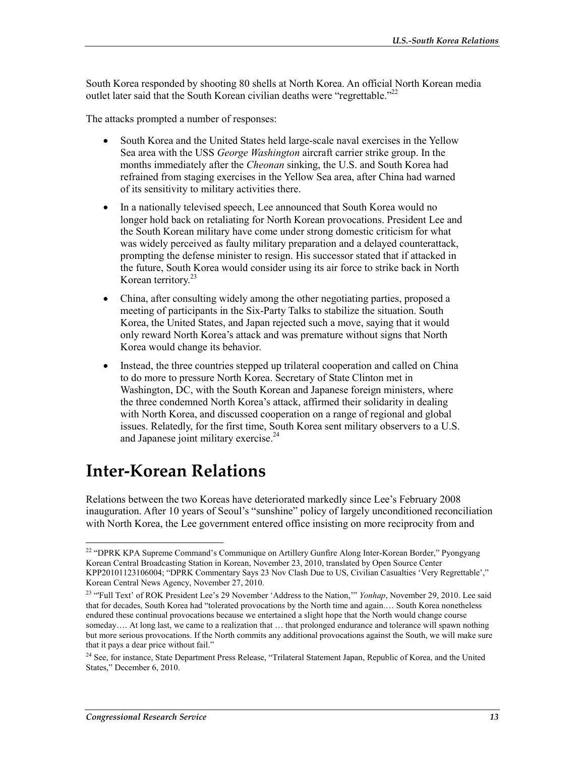South Korea responded by shooting 80 shells at North Korea. An official North Korean media outlet later said that the South Korean civilian deaths were "regrettable."[22]

The attacks prompted a number of responses:

- South Korea and the United States held large-scale naval exercises in the Yellow Sea area with the USS *George Washington* aircraft carrier strike group. In the months immediately after the *Cheonan* sinking, the U.S. and South Korea had refrained from staging exercises in the Yellow Sea area, after China had warned of its sensitivity to military activities there.
- In a nationally televised speech, Lee announced that South Korea would no longer hold back on retaliating for North Korean provocations. President Lee and the South Korean military have come under strong domestic criticism for what was widely perceived as faulty military preparation and a delayed counterattack, prompting the defense minister to resign. His successor stated that if attacked in the future, South Korea would consider using its air force to strike back in North Korean territory.[23]
- China, after consulting widely among the other negotiating parties, proposed a meeting of participants in the Six-Party Talks to stabilize the situation. South Korea, the United States, and Japan rejected such a move, saying that it would only reward North Korea's attack and was premature without signs that North Korea would change its behavior.
- Instead, the three countries stepped up trilateral cooperation and called on China to do more to pressure North Korea. Secretary of State Clinton met in Washington, DC, with the South Korean and Japanese foreign ministers, where the three condemned North Korea's attack, affirmed their solidarity in dealing with North Korea, and discussed cooperation on a range of regional and global issues. Relatedly, for the first time, South Korea sent military observers to a U.S. and Japanese joint military exercise.[24]

# Inter-Korean Relations

Relations between the two Koreas have deteriorated markedly since Lee's February 2008 inauguration. After 10 years of Seoul's "sunshine" policy of largely unconditioned reconciliation with North Korea, the Lee government entered office insisting on more reciprocity from and

---

[22] "DPRK KPA Supreme Command's Communique on Artillery Gunfire Along Inter-Korean Border," Pyongyang Korean Central Broadcasting Station in Korean, November 23, 2010, translated by Open Source Center KPP20101123106004; "DPRK Commentary Says 23 Nov Clash Due to US, Civilian Casualties 'Very Regrettable'," Korean Central News Agency, November 27, 2010.

[23] "'Full Text' of ROK President Lee's 29 November 'Address to the Nation,'" *Yonhap*, November 29, 2010. Lee said that for decades, South Korea had "tolerated provocations by the North time and again.… South Korea nonetheless endured these continual provocations because we entertained a slight hope that the North would change course someday…. At long last, we came to a realization that … that prolonged endurance and tolerance will spawn nothing but more serious provocations. If the North commits any additional provocations against the South, we will make sure that it pays a dear price without fail."

[24] See, for instance, State Department Press Release, "Trilateral Statement Japan, Republic of Korea, and the United States," December 6, 2010.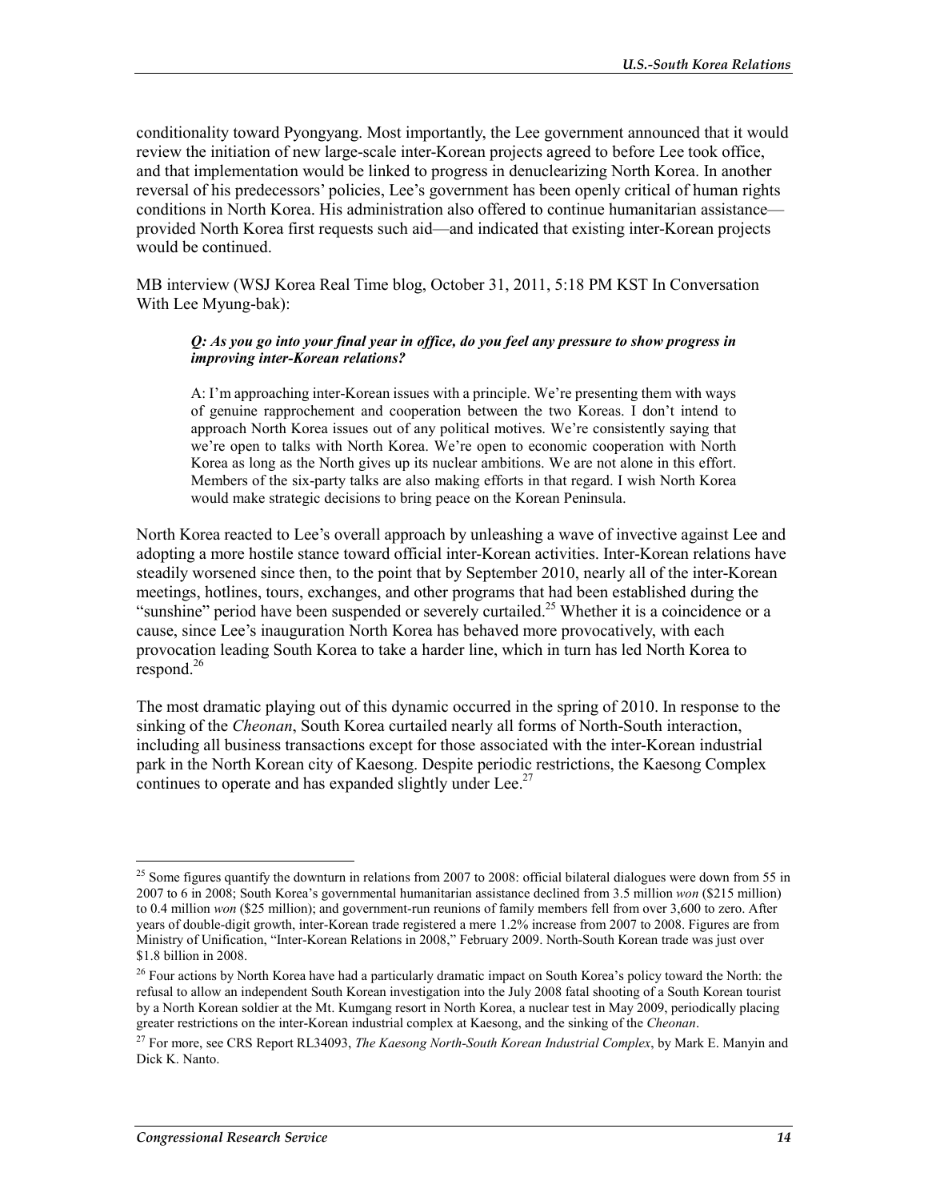conditionality toward Pyongyang. Most importantly, the Lee government announced that it would review the initiation of new large-scale inter-Korean projects agreed to before Lee took office, and that implementation would be linked to progress in denuclearizing North Korea. In another reversal of his predecessors' policies, Lee's government has been openly critical of human rights conditions in North Korea. His administration also offered to continue humanitarian assistance—provided North Korea first requests such aid—and indicated that existing inter-Korean projects would be continued.

MB interview (WSJ Korea Real Time blog, October 31, 2011, 5:18 PM KST In Conversation With Lee Myung-bak):

> ***Q: As you go into your final year in office, do you feel any pressure to show progress in improving inter-Korean relations?***
>
> A: I'm approaching inter-Korean issues with a principle. We're presenting them with ways of genuine rapprochement and cooperation between the two Koreas. I don't intend to approach North Korea issues out of any political motives. We're consistently saying that we're open to talks with North Korea. We're open to economic cooperation with North Korea as long as the North gives up its nuclear ambitions. We are not alone in this effort. Members of the six-party talks are also making efforts in that regard. I wish North Korea would make strategic decisions to bring peace on the Korean Peninsula.

North Korea reacted to Lee's overall approach by unleashing a wave of invective against Lee and adopting a more hostile stance toward official inter-Korean activities. Inter-Korean relations have steadily worsened since then, to the point that by September 2010, nearly all of the inter-Korean meetings, hotlines, tours, exchanges, and other programs that had been established during the "sunshine" period have been suspended or severely curtailed.[25] Whether it is a coincidence or a cause, since Lee's inauguration North Korea has behaved more provocatively, with each provocation leading South Korea to take a harder line, which in turn has led North Korea to respond.[26]

The most dramatic playing out of this dynamic occurred in the spring of 2010. In response to the sinking of the *Cheonan*, South Korea curtailed nearly all forms of North-South interaction, including all business transactions except for those associated with the inter-Korean industrial park in the North Korean city of Kaesong. Despite periodic restrictions, the Kaesong Complex continues to operate and has expanded slightly under Lee.[27]

---

[25] Some figures quantify the downturn in relations from 2007 to 2008: official bilateral dialogues were down from 55 in 2007 to 6 in 2008; South Korea's governmental humanitarian assistance declined from 3.5 million *won* ($215 million) to 0.4 million *won* ($25 million); and government-run reunions of family members fell from over 3,600 to zero. After years of double-digit growth, inter-Korean trade registered a mere 1.2% increase from 2007 to 2008. Figures are from Ministry of Unification, "Inter-Korean Relations in 2008," February 2009. North-South Korean trade was just over $1.8 billion in 2008.

[26] Four actions by North Korea have had a particularly dramatic impact on South Korea's policy toward the North: the refusal to allow an independent South Korean investigation into the July 2008 fatal shooting of a South Korean tourist by a North Korean soldier at the Mt. Kumgang resort in North Korea, a nuclear test in May 2009, periodically placing greater restrictions on the inter-Korean industrial complex at Kaesong, and the sinking of the *Cheonan*.

[27] For more, see CRS Report RL34093, *The Kaesong North-South Korean Industrial Complex*, by Mark E. Manyin and Dick K. Nanto.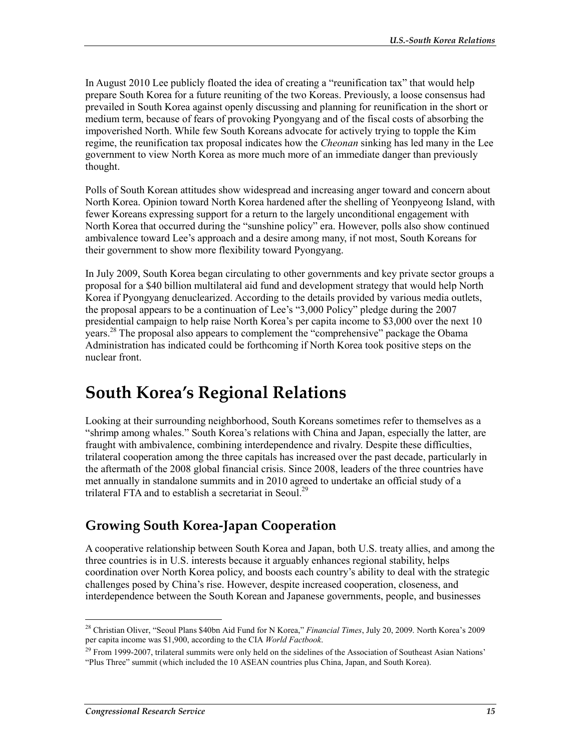In August 2010 Lee publicly floated the idea of creating a "reunification tax" that would help prepare South Korea for a future reuniting of the two Koreas. Previously, a loose consensus had prevailed in South Korea against openly discussing and planning for reunification in the short or medium term, because of fears of provoking Pyongyang and of the fiscal costs of absorbing the impoverished North. While few South Koreans advocate for actively trying to topple the Kim regime, the reunification tax proposal indicates how the *Cheonan* sinking has led many in the Lee government to view North Korea as more much more of an immediate danger than previously thought.

Polls of South Korean attitudes show widespread and increasing anger toward and concern about North Korea. Opinion toward North Korea hardened after the shelling of Yeonpyeong Island, with fewer Koreans expressing support for a return to the largely unconditional engagement with North Korea that occurred during the "sunshine policy" era. However, polls also show continued ambivalence toward Lee's approach and a desire among many, if not most, South Koreans for their government to show more flexibility toward Pyongyang.

In July 2009, South Korea began circulating to other governments and key private sector groups a proposal for a $40 billion multilateral aid fund and development strategy that would help North Korea if Pyongyang denuclearized. According to the details provided by various media outlets, the proposal appears to be a continuation of Lee's "3,000 Policy" pledge during the 2007 presidential campaign to help raise North Korea's per capita income to $3,000 over the next 10 years.[28] The proposal also appears to complement the "comprehensive" package the Obama Administration has indicated could be forthcoming if North Korea took positive steps on the nuclear front.

# South Korea's Regional Relations

Looking at their surrounding neighborhood, South Koreans sometimes refer to themselves as a "shrimp among whales." South Korea's relations with China and Japan, especially the latter, are fraught with ambivalence, combining interdependence and rivalry. Despite these difficulties, trilateral cooperation among the three capitals has increased over the past decade, particularly in the aftermath of the 2008 global financial crisis. Since 2008, leaders of the three countries have met annually in standalone summits and in 2010 agreed to undertake an official study of a trilateral FTA and to establish a secretariat in Seoul.[29]

## Growing South Korea-Japan Cooperation

A cooperative relationship between South Korea and Japan, both U.S. treaty allies, and among the three countries is in U.S. interests because it arguably enhances regional stability, helps coordination over North Korea policy, and boosts each country's ability to deal with the strategic challenges posed by China's rise. However, despite increased cooperation, closeness, and interdependence between the South Korean and Japanese governments, people, and businesses

---

[28] Christian Oliver, "Seoul Plans $40bn Aid Fund for N Korea," *Financial Times*, July 20, 2009. North Korea's 2009 per capita income was $1,900, according to the CIA *World Factbook*.

[29] From 1999-2007, trilateral summits were only held on the sidelines of the Association of Southeast Asian Nations' "Plus Three" summit (which included the 10 ASEAN countries plus China, Japan, and South Korea).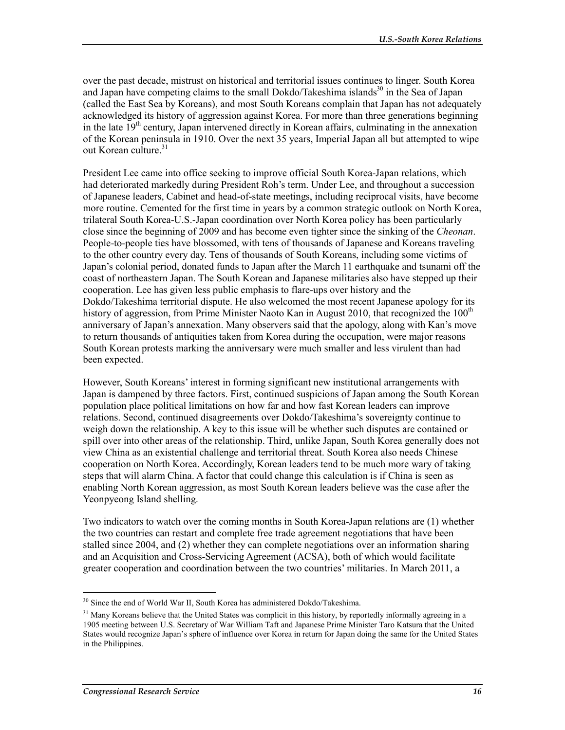over the past decade, mistrust on historical and territorial issues continues to linger. South Korea and Japan have competing claims to the small Dokdo/Takeshima islands[30] in the Sea of Japan (called the East Sea by Koreans), and most South Koreans complain that Japan has not adequately acknowledged its history of aggression against Korea. For more than three generations beginning in the late 19th century, Japan intervened directly in Korean affairs, culminating in the annexation of the Korean peninsula in 1910. Over the next 35 years, Imperial Japan all but attempted to wipe out Korean culture.[31]

President Lee came into office seeking to improve official South Korea-Japan relations, which had deteriorated markedly during President Roh's term. Under Lee, and throughout a succession of Japanese leaders, Cabinet and head-of-state meetings, including reciprocal visits, have become more routine. Cemented for the first time in years by a common strategic outlook on North Korea, trilateral South Korea-U.S.-Japan coordination over North Korea policy has been particularly close since the beginning of 2009 and has become even tighter since the sinking of the *Cheonan*. People-to-people ties have blossomed, with tens of thousands of Japanese and Koreans traveling to the other country every day. Tens of thousands of South Koreans, including some victims of Japan's colonial period, donated funds to Japan after the March 11 earthquake and tsunami off the coast of northeastern Japan. The South Korean and Japanese militaries also have stepped up their cooperation. Lee has given less public emphasis to flare-ups over history and the Dokdo/Takeshima territorial dispute. He also welcomed the most recent Japanese apology for its history of aggression, from Prime Minister Naoto Kan in August 2010, that recognized the 100th anniversary of Japan's annexation. Many observers said that the apology, along with Kan's move to return thousands of antiquities taken from Korea during the occupation, were major reasons South Korean protests marking the anniversary were much smaller and less virulent than had been expected.

However, South Koreans' interest in forming significant new institutional arrangements with Japan is dampened by three factors. First, continued suspicions of Japan among the South Korean population place political limitations on how far and how fast Korean leaders can improve relations. Second, continued disagreements over Dokdo/Takeshima's sovereignty continue to weigh down the relationship. A key to this issue will be whether such disputes are contained or spill over into other areas of the relationship. Third, unlike Japan, South Korea generally does not view China as an existential challenge and territorial threat. South Korea also needs Chinese cooperation on North Korea. Accordingly, Korean leaders tend to be much more wary of taking steps that will alarm China. A factor that could change this calculation is if China is seen as enabling North Korean aggression, as most South Korean leaders believe was the case after the Yeonpyeong Island shelling.

Two indicators to watch over the coming months in South Korea-Japan relations are (1) whether the two countries can restart and complete free trade agreement negotiations that have been stalled since 2004, and (2) whether they can complete negotiations over an information sharing and an Acquisition and Cross-Servicing Agreement (ACSA), both of which would facilitate greater cooperation and coordination between the two countries' militaries. In March 2011, a

---

[30] Since the end of World War II, South Korea has administered Dokdo/Takeshima.

[31] Many Koreans believe that the United States was complicit in this history, by reportedly informally agreeing in a 1905 meeting between U.S. Secretary of War William Taft and Japanese Prime Minister Taro Katsura that the United States would recognize Japan's sphere of influence over Korea in return for Japan doing the same for the United States in the Philippines.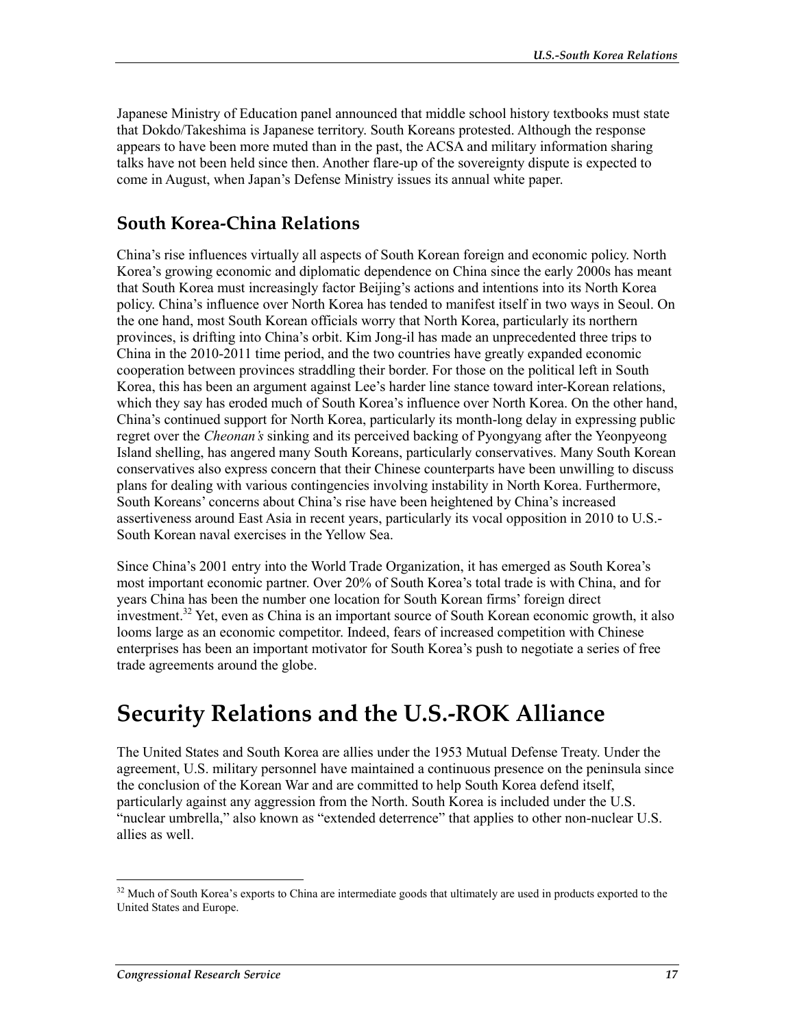Japanese Ministry of Education panel announced that middle school history textbooks must state that Dokdo/Takeshima is Japanese territory. South Koreans protested. Although the response appears to have been more muted than in the past, the ACSA and military information sharing talks have not been held since then. Another flare-up of the sovereignty dispute is expected to come in August, when Japan's Defense Ministry issues its annual white paper.

### South Korea-China Relations

China's rise influences virtually all aspects of South Korean foreign and economic policy. North Korea's growing economic and diplomatic dependence on China since the early 2000s has meant that South Korea must increasingly factor Beijing's actions and intentions into its North Korea policy. China's influence over North Korea has tended to manifest itself in two ways in Seoul. On the one hand, most South Korean officials worry that North Korea, particularly its northern provinces, is drifting into China's orbit. Kim Jong-il has made an unprecedented three trips to China in the 2010-2011 time period, and the two countries have greatly expanded economic cooperation between provinces straddling their border. For those on the political left in South Korea, this has been an argument against Lee's harder line stance toward inter-Korean relations, which they say has eroded much of South Korea's influence over North Korea. On the other hand, China's continued support for North Korea, particularly its month-long delay in expressing public regret over the *Cheonan's* sinking and its perceived backing of Pyongyang after the Yeonpyeong Island shelling, has angered many South Koreans, particularly conservatives. Many South Korean conservatives also express concern that their Chinese counterparts have been unwilling to discuss plans for dealing with various contingencies involving instability in North Korea. Furthermore, South Koreans' concerns about China's rise have been heightened by China's increased assertiveness around East Asia in recent years, particularly its vocal opposition in 2010 to U.S.-South Korean naval exercises in the Yellow Sea.

Since China's 2001 entry into the World Trade Organization, it has emerged as South Korea's most important economic partner. Over 20% of South Korea's total trade is with China, and for years China has been the number one location for South Korean firms' foreign direct investment.[32] Yet, even as China is an important source of South Korean economic growth, it also looms large as an economic competitor. Indeed, fears of increased competition with Chinese enterprises has been an important motivator for South Korea's push to negotiate a series of free trade agreements around the globe.

## Security Relations and the U.S.-ROK Alliance

The United States and South Korea are allies under the 1953 Mutual Defense Treaty. Under the agreement, U.S. military personnel have maintained a continuous presence on the peninsula since the conclusion of the Korean War and are committed to help South Korea defend itself, particularly against any aggression from the North. South Korea is included under the U.S. "nuclear umbrella," also known as "extended deterrence" that applies to other non-nuclear U.S. allies as well.

---

[32] Much of South Korea's exports to China are intermediate goods that ultimately are used in products exported to the United States and Europe.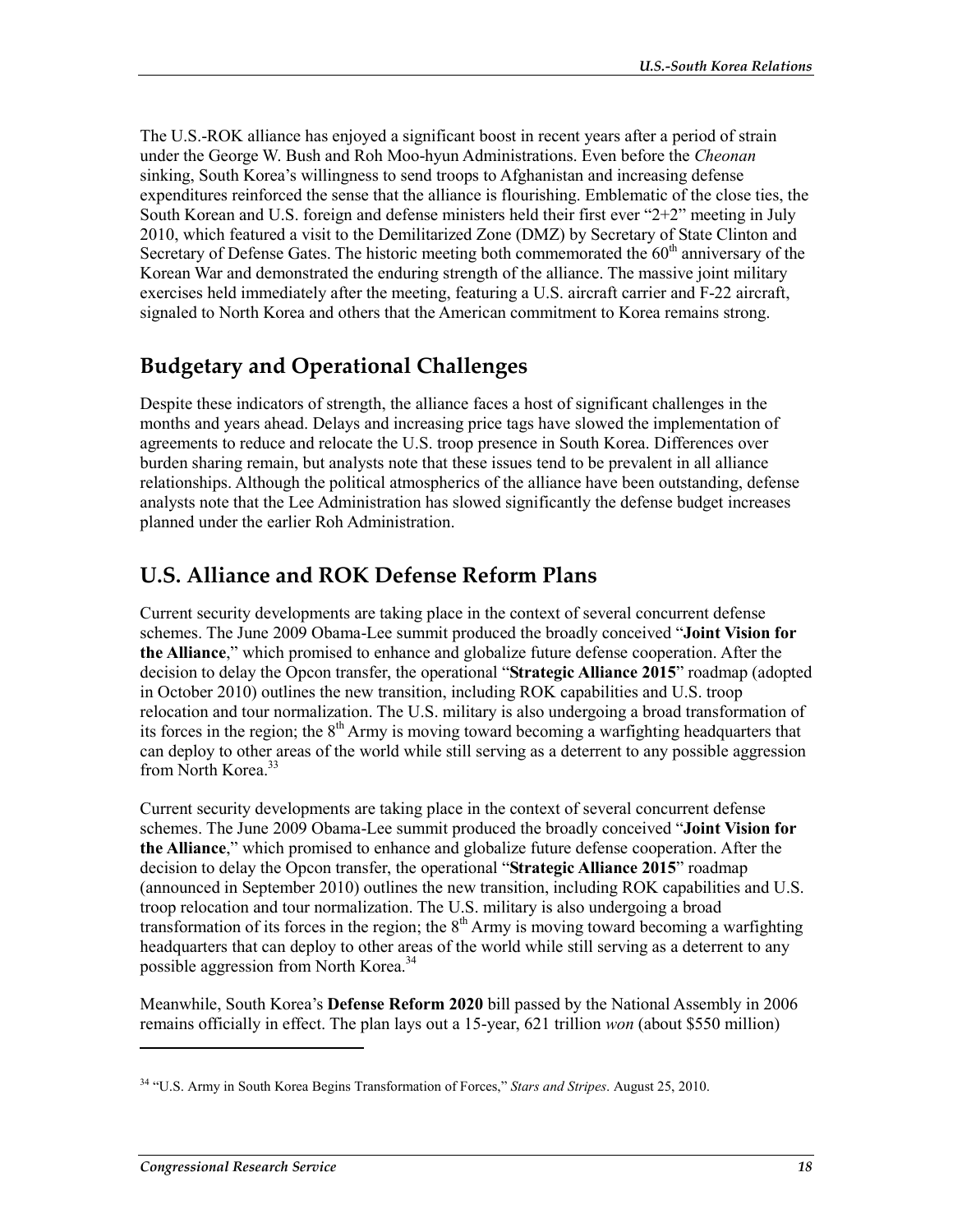The U.S.-ROK alliance has enjoyed a significant boost in recent years after a period of strain under the George W. Bush and Roh Moo-hyun Administrations. Even before the *Cheonan* sinking, South Korea's willingness to send troops to Afghanistan and increasing defense expenditures reinforced the sense that the alliance is flourishing. Emblematic of the close ties, the South Korean and U.S. foreign and defense ministers held their first ever "2+2" meeting in July 2010, which featured a visit to the Demilitarized Zone (DMZ) by Secretary of State Clinton and Secretary of Defense Gates. The historic meeting both commemorated the 60th anniversary of the Korean War and demonstrated the enduring strength of the alliance. The massive joint military exercises held immediately after the meeting, featuring a U.S. aircraft carrier and F-22 aircraft, signaled to North Korea and others that the American commitment to Korea remains strong.

## Budgetary and Operational Challenges

Despite these indicators of strength, the alliance faces a host of significant challenges in the months and years ahead. Delays and increasing price tags have slowed the implementation of agreements to reduce and relocate the U.S. troop presence in South Korea. Differences over burden sharing remain, but analysts note that these issues tend to be prevalent in all alliance relationships. Although the political atmospherics of the alliance have been outstanding, defense analysts note that the Lee Administration has slowed significantly the defense budget increases planned under the earlier Roh Administration.

## U.S. Alliance and ROK Defense Reform Plans

Current security developments are taking place in the context of several concurrent defense schemes. The June 2009 Obama-Lee summit produced the broadly conceived "**Joint Vision for the Alliance**," which promised to enhance and globalize future defense cooperation. After the decision to delay the Opcon transfer, the operational "**Strategic Alliance 2015**" roadmap (adopted in October 2010) outlines the new transition, including ROK capabilities and U.S. troop relocation and tour normalization. The U.S. military is also undergoing a broad transformation of its forces in the region; the 8th Army is moving toward becoming a warfighting headquarters that can deploy to other areas of the world while still serving as a deterrent to any possible aggression from North Korea.[33]

Current security developments are taking place in the context of several concurrent defense schemes. The June 2009 Obama-Lee summit produced the broadly conceived "**Joint Vision for the Alliance**," which promised to enhance and globalize future defense cooperation. After the decision to delay the Opcon transfer, the operational "**Strategic Alliance 2015**" roadmap (announced in September 2010) outlines the new transition, including ROK capabilities and U.S. troop relocation and tour normalization. The U.S. military is also undergoing a broad transformation of its forces in the region; the 8th Army is moving toward becoming a warfighting headquarters that can deploy to other areas of the world while still serving as a deterrent to any possible aggression from North Korea.[34]

Meanwhile, South Korea's **Defense Reform 2020** bill passed by the National Assembly in 2006 remains officially in effect. The plan lays out a 15-year, 621 trillion *won* (about $550 million)

---

[34] "U.S. Army in South Korea Begins Transformation of Forces," *Stars and Stripes*. August 25, 2010.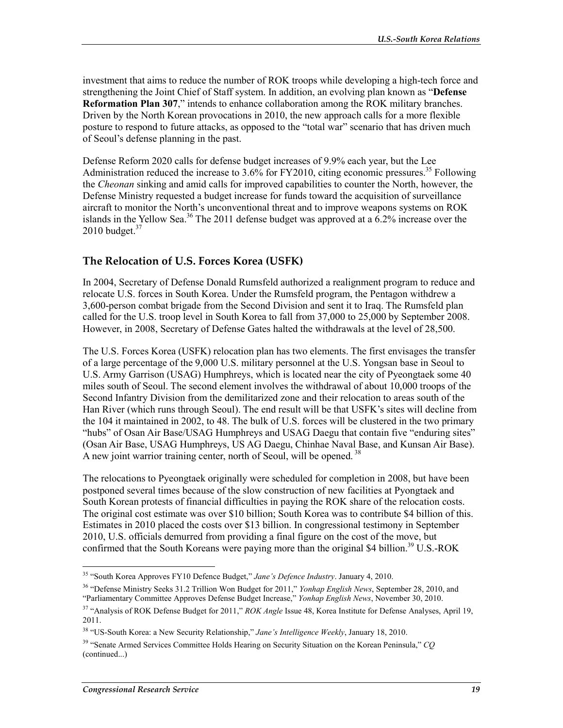investment that aims to reduce the number of ROK troops while developing a high-tech force and strengthening the Joint Chief of Staff system. In addition, an evolving plan known as "**Defense Reformation Plan 307**," intends to enhance collaboration among the ROK military branches. Driven by the North Korean provocations in 2010, the new approach calls for a more flexible posture to respond to future attacks, as opposed to the "total war" scenario that has driven much of Seoul's defense planning in the past.

Defense Reform 2020 calls for defense budget increases of 9.9% each year, but the Lee Administration reduced the increase to 3.6% for FY2010, citing economic pressures.[35] Following the *Cheonan* sinking and amid calls for improved capabilities to counter the North, however, the Defense Ministry requested a budget increase for funds toward the acquisition of surveillance aircraft to monitor the North's unconventional threat and to improve weapons systems on ROK islands in the Yellow Sea.[36] The 2011 defense budget was approved at a 6.2% increase over the 2010 budget.[37]

## The Relocation of U.S. Forces Korea (USFK)

In 2004, Secretary of Defense Donald Rumsfeld authorized a realignment program to reduce and relocate U.S. forces in South Korea. Under the Rumsfeld program, the Pentagon withdrew a 3,600-person combat brigade from the Second Division and sent it to Iraq. The Rumsfeld plan called for the U.S. troop level in South Korea to fall from 37,000 to 25,000 by September 2008. However, in 2008, Secretary of Defense Gates halted the withdrawals at the level of 28,500.

The U.S. Forces Korea (USFK) relocation plan has two elements. The first envisages the transfer of a large percentage of the 9,000 U.S. military personnel at the U.S. Yongsan base in Seoul to U.S. Army Garrison (USAG) Humphreys, which is located near the city of Pyeongtaek some 40 miles south of Seoul. The second element involves the withdrawal of about 10,000 troops of the Second Infantry Division from the demilitarized zone and their relocation to areas south of the Han River (which runs through Seoul). The end result will be that USFK's sites will decline from the 104 it maintained in 2002, to 48. The bulk of U.S. forces will be clustered in the two primary "hubs" of Osan Air Base/USAG Humphreys and USAG Daegu that contain five "enduring sites" (Osan Air Base, USAG Humphreys, US AG Daegu, Chinhae Naval Base, and Kunsan Air Base). A new joint warrior training center, north of Seoul, will be opened.[38]

The relocations to Pyeongtaek originally were scheduled for completion in 2008, but have been postponed several times because of the slow construction of new facilities at Pyongtaek and South Korean protests of financial difficulties in paying the ROK share of the relocation costs. The original cost estimate was over $10 billion; South Korea was to contribute $4 billion of this. Estimates in 2010 placed the costs over $13 billion. In congressional testimony in September 2010, U.S. officials demurred from providing a final figure on the cost of the move, but confirmed that the South Koreans were paying more than the original $4 billion.[39] U.S.-ROK

---

[35] "South Korea Approves FY10 Defence Budget," *Jane's Defence Industry*. January 4, 2010.

[36] "Defense Ministry Seeks 31.2 Trillion Won Budget for 2011," *Yonhap English News*, September 28, 2010, and "Parliamentary Committee Approves Defense Budget Increase," *Yonhap English News*, November 30, 2010.

[37] "Analysis of ROK Defense Budget for 2011," *ROK Angle* Issue 48, Korea Institute for Defense Analyses, April 19, 2011.

[38] "US-South Korea: a New Security Relationship," *Jane's Intelligence Weekly*, January 18, 2010.

[39] "Senate Armed Services Committee Holds Hearing on Security Situation on the Korean Peninsula," *CQ* (continued...)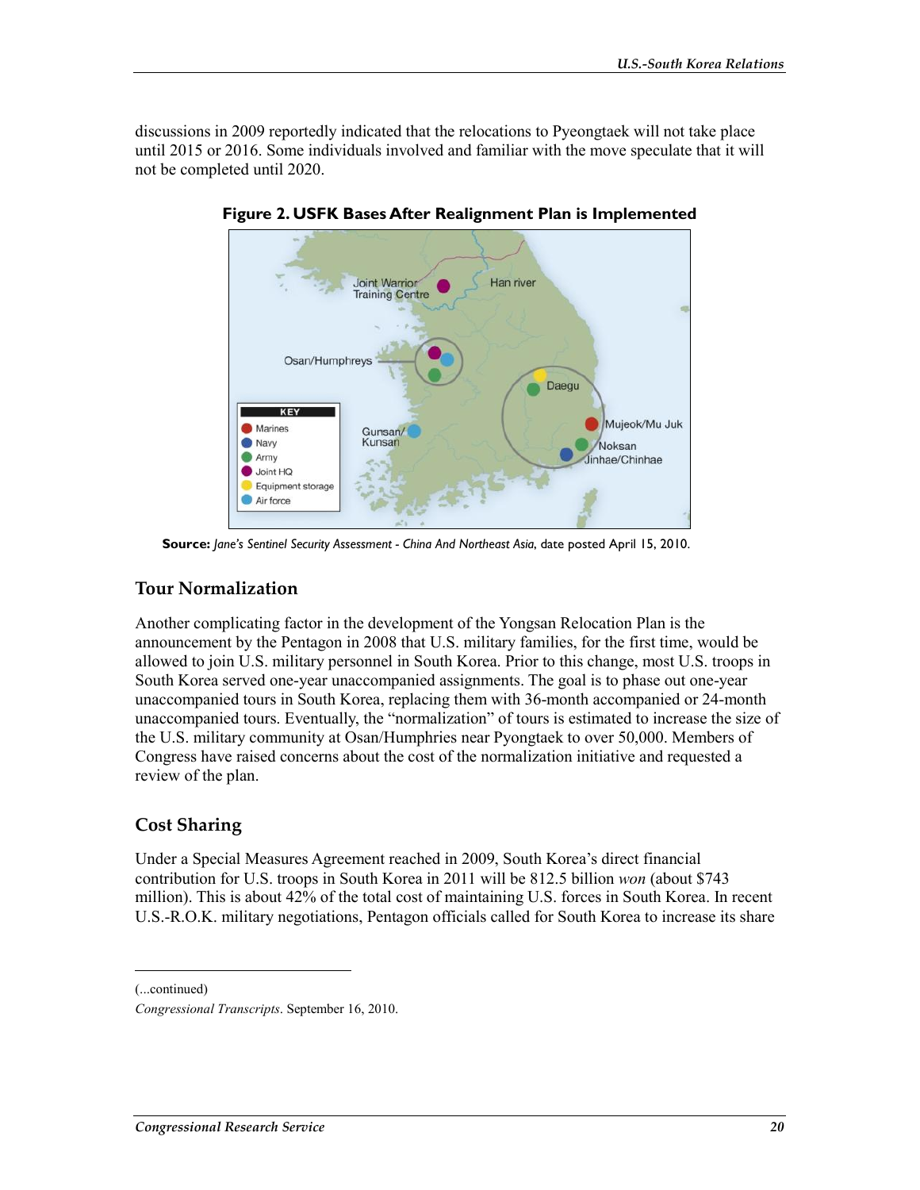discussions in 2009 reportedly indicated that the relocations to Pyeongtaek will not take place until 2015 or 2016. Some individuals involved and familiar with the move speculate that it will not be completed until 2020.

**Figure 2. USFK Bases After Realignment Plan is Implemented**

**Source:** *Jane's Sentinel Security Assessment - China And Northeast Asia*, date posted April 15, 2010.

## Tour Normalization

Another complicating factor in the development of the Yongsan Relocation Plan is the announcement by the Pentagon in 2008 that U.S. military families, for the first time, would be allowed to join U.S. military personnel in South Korea. Prior to this change, most U.S. troops in South Korea served one-year unaccompanied assignments. The goal is to phase out one-year unaccompanied tours in South Korea, replacing them with 36-month accompanied or 24-month unaccompanied tours. Eventually, the "normalization" of tours is estimated to increase the size of the U.S. military community at Osan/Humphries near Pyongtaek to over 50,000. Members of Congress have raised concerns about the cost of the normalization initiative and requested a review of the plan.

## Cost Sharing

Under a Special Measures Agreement reached in 2009, South Korea's direct financial contribution for U.S. troops in South Korea in 2011 will be 812.5 billion *won* (about $743 million). This is about 42% of the total cost of maintaining U.S. forces in South Korea. In recent U.S.-R.O.K. military negotiations, Pentagon officials called for South Korea to increase its share

---

(...continued)

*Congressional Transcripts*. September 16, 2010.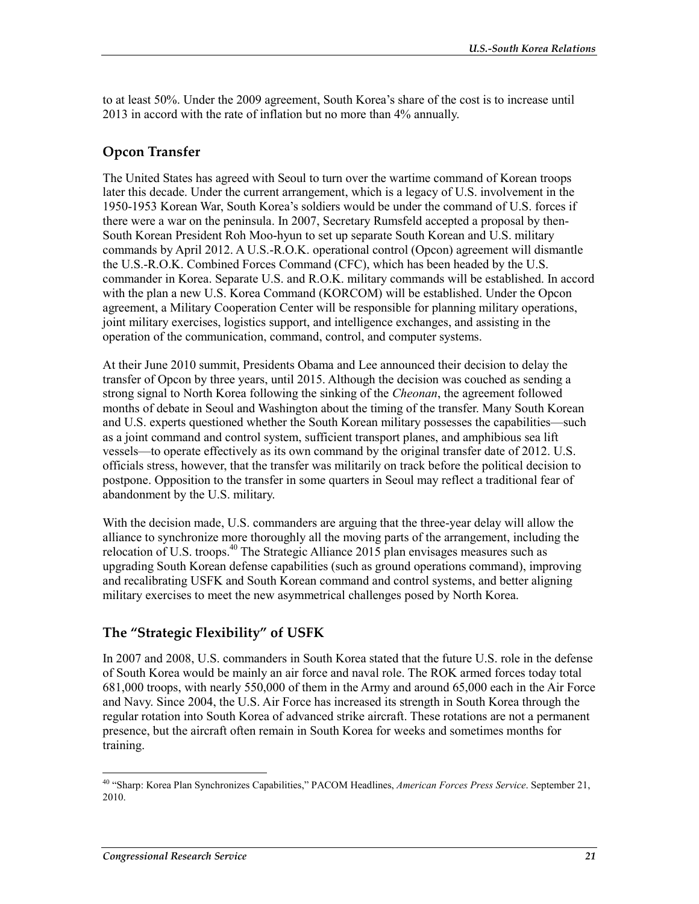to at least 50%. Under the 2009 agreement, South Korea's share of the cost is to increase until 2013 in accord with the rate of inflation but no more than 4% annually.

## Opcon Transfer

The United States has agreed with Seoul to turn over the wartime command of Korean troops later this decade. Under the current arrangement, which is a legacy of U.S. involvement in the 1950-1953 Korean War, South Korea's soldiers would be under the command of U.S. forces if there were a war on the peninsula. In 2007, Secretary Rumsfeld accepted a proposal by then-South Korean President Roh Moo-hyun to set up separate South Korean and U.S. military commands by April 2012. A U.S.-R.O.K. operational control (Opcon) agreement will dismantle the U.S.-R.O.K. Combined Forces Command (CFC), which has been headed by the U.S. commander in Korea. Separate U.S. and R.O.K. military commands will be established. In accord with the plan a new U.S. Korea Command (KORCOM) will be established. Under the Opcon agreement, a Military Cooperation Center will be responsible for planning military operations, joint military exercises, logistics support, and intelligence exchanges, and assisting in the operation of the communication, command, control, and computer systems.

At their June 2010 summit, Presidents Obama and Lee announced their decision to delay the transfer of Opcon by three years, until 2015. Although the decision was couched as sending a strong signal to North Korea following the sinking of the *Cheonan*, the agreement followed months of debate in Seoul and Washington about the timing of the transfer. Many South Korean and U.S. experts questioned whether the South Korean military possesses the capabilities—such as a joint command and control system, sufficient transport planes, and amphibious sea lift vessels—to operate effectively as its own command by the original transfer date of 2012. U.S. officials stress, however, that the transfer was militarily on track before the political decision to postpone. Opposition to the transfer in some quarters in Seoul may reflect a traditional fear of abandonment by the U.S. military.

With the decision made, U.S. commanders are arguing that the three-year delay will allow the alliance to synchronize more thoroughly all the moving parts of the arrangement, including the relocation of U.S. troops.[40] The Strategic Alliance 2015 plan envisages measures such as upgrading South Korean defense capabilities (such as ground operations command), improving and recalibrating USFK and South Korean command and control systems, and better aligning military exercises to meet the new asymmetrical challenges posed by North Korea.

## The "Strategic Flexibility" of USFK

In 2007 and 2008, U.S. commanders in South Korea stated that the future U.S. role in the defense of South Korea would be mainly an air force and naval role. The ROK armed forces today total 681,000 troops, with nearly 550,000 of them in the Army and around 65,000 each in the Air Force and Navy. Since 2004, the U.S. Air Force has increased its strength in South Korea through the regular rotation into South Korea of advanced strike aircraft. These rotations are not a permanent presence, but the aircraft often remain in South Korea for weeks and sometimes months for training.

---

[40] "Sharp: Korea Plan Synchronizes Capabilities," PACOM Headlines, *American Forces Press Service*. September 21, 2010.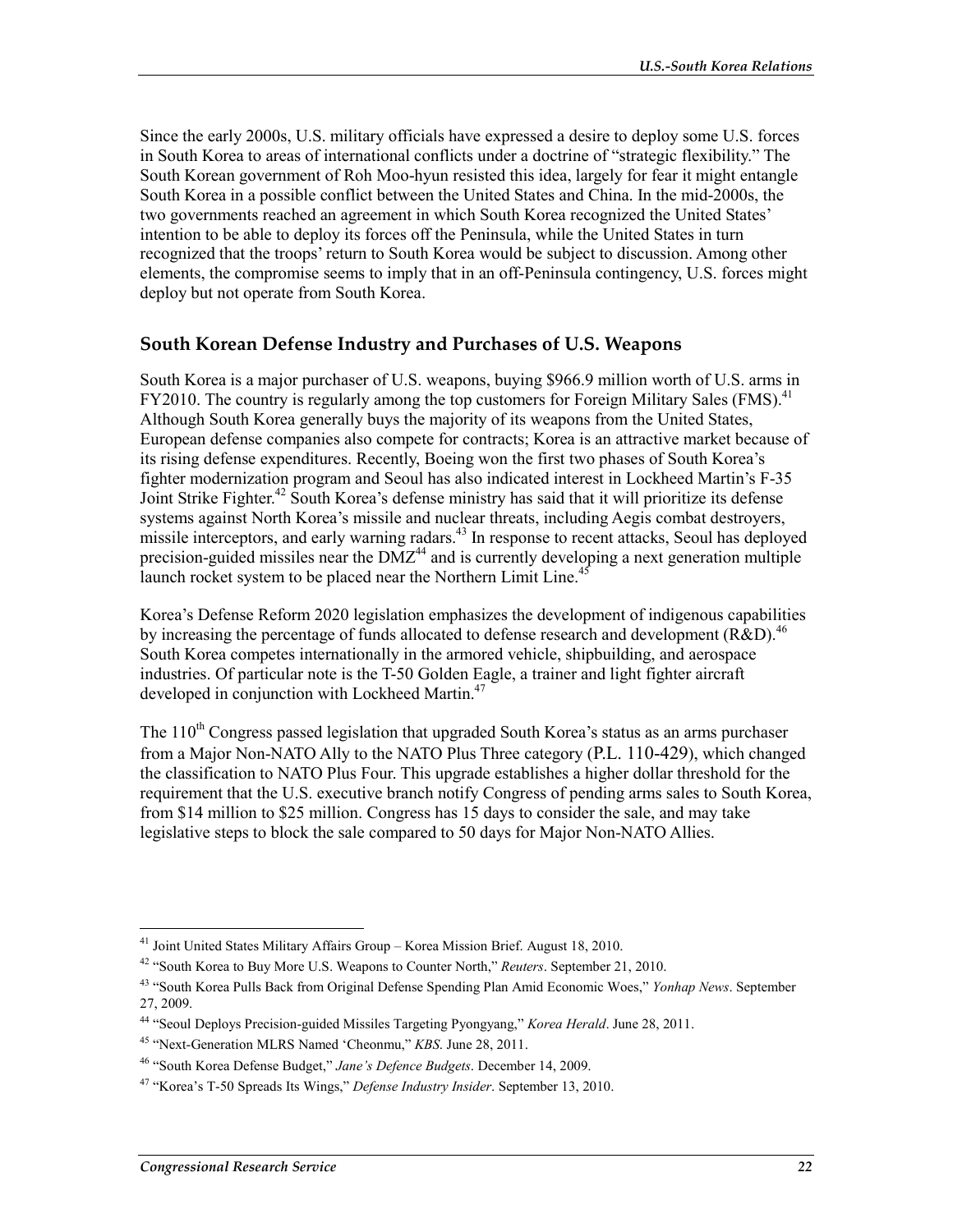Since the early 2000s, U.S. military officials have expressed a desire to deploy some U.S. forces in South Korea to areas of international conflicts under a doctrine of "strategic flexibility." The South Korean government of Roh Moo-hyun resisted this idea, largely for fear it might entangle South Korea in a possible conflict between the United States and China. In the mid-2000s, the two governments reached an agreement in which South Korea recognized the United States' intention to be able to deploy its forces off the Peninsula, while the United States in turn recognized that the troops' return to South Korea would be subject to discussion. Among other elements, the compromise seems to imply that in an off-Peninsula contingency, U.S. forces might deploy but not operate from South Korea.

## South Korean Defense Industry and Purchases of U.S. Weapons

South Korea is a major purchaser of U.S. weapons, buying $966.9 million worth of U.S. arms in FY2010. The country is regularly among the top customers for Foreign Military Sales (FMS).[41] Although South Korea generally buys the majority of its weapons from the United States, European defense companies also compete for contracts; Korea is an attractive market because of its rising defense expenditures. Recently, Boeing won the first two phases of South Korea's fighter modernization program and Seoul has also indicated interest in Lockheed Martin's F-35 Joint Strike Fighter.[42] South Korea's defense ministry has said that it will prioritize its defense systems against North Korea's missile and nuclear threats, including Aegis combat destroyers, missile interceptors, and early warning radars.[43] In response to recent attacks, Seoul has deployed precision-guided missiles near the DMZ[44] and is currently developing a next generation multiple launch rocket system to be placed near the Northern Limit Line.[45]

Korea's Defense Reform 2020 legislation emphasizes the development of indigenous capabilities by increasing the percentage of funds allocated to defense research and development (R&D).[46] South Korea competes internationally in the armored vehicle, shipbuilding, and aerospace industries. Of particular note is the T-50 Golden Eagle, a trainer and light fighter aircraft developed in conjunction with Lockheed Martin.[47]

The 110th Congress passed legislation that upgraded South Korea's status as an arms purchaser from a Major Non-NATO Ally to the NATO Plus Three category (P.L. 110-429), which changed the classification to NATO Plus Four. This upgrade establishes a higher dollar threshold for the requirement that the U.S. executive branch notify Congress of pending arms sales to South Korea, from $14 million to $25 million. Congress has 15 days to consider the sale, and may take legislative steps to block the sale compared to 50 days for Major Non-NATO Allies.

---

[41] Joint United States Military Affairs Group – Korea Mission Brief. August 18, 2010.

[42] "South Korea to Buy More U.S. Weapons to Counter North," *Reuters*. September 21, 2010.

[43] "South Korea Pulls Back from Original Defense Spending Plan Amid Economic Woes," *Yonhap News*. September 27, 2009.

[44] "Seoul Deploys Precision-guided Missiles Targeting Pyongyang," *Korea Herald*. June 28, 2011.

[45] "Next-Generation MLRS Named 'Cheonmu,'" *KBS*. June 28, 2011.

[46] "South Korea Defense Budget," *Jane's Defence Budgets*. December 14, 2009.

[47] "Korea's T-50 Spreads Its Wings," *Defense Industry Insider*. September 13, 2010.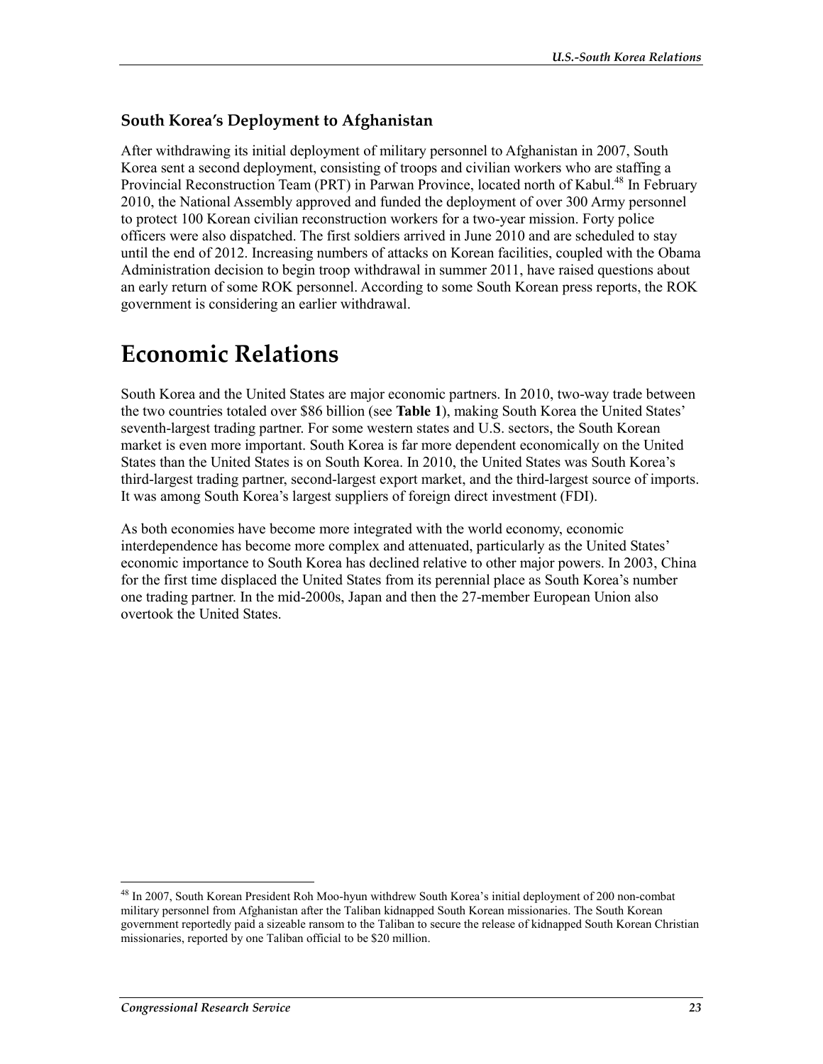### South Korea's Deployment to Afghanistan

After withdrawing its initial deployment of military personnel to Afghanistan in 2007, South Korea sent a second deployment, consisting of troops and civilian workers who are staffing a Provincial Reconstruction Team (PRT) in Parwan Province, located north of Kabul.[48] In February 2010, the National Assembly approved and funded the deployment of over 300 Army personnel to protect 100 Korean civilian reconstruction workers for a two-year mission. Forty police officers were also dispatched. The first soldiers arrived in June 2010 and are scheduled to stay until the end of 2012. Increasing numbers of attacks on Korean facilities, coupled with the Obama Administration decision to begin troop withdrawal in summer 2011, have raised questions about an early return of some ROK personnel. According to some South Korean press reports, the ROK government is considering an earlier withdrawal.

## Economic Relations

South Korea and the United States are major economic partners. In 2010, two-way trade between the two countries totaled over $86 billion (see **Table 1**), making South Korea the United States' seventh-largest trading partner. For some western states and U.S. sectors, the South Korean market is even more important. South Korea is far more dependent economically on the United States than the United States is on South Korea. In 2010, the United States was South Korea's third-largest trading partner, second-largest export market, and the third-largest source of imports. It was among South Korea's largest suppliers of foreign direct investment (FDI).

As both economies have become more integrated with the world economy, economic interdependence has become more complex and attenuated, particularly as the United States' economic importance to South Korea has declined relative to other major powers. In 2003, China for the first time displaced the United States from its perennial place as South Korea's number one trading partner. In the mid-2000s, Japan and then the 27-member European Union also overtook the United States.

---

[48] In 2007, South Korean President Roh Moo-hyun withdrew South Korea's initial deployment of 200 non-combat military personnel from Afghanistan after the Taliban kidnapped South Korean missionaries. The South Korean government reportedly paid a sizeable ransom to the Taliban to secure the release of kidnapped South Korean Christian missionaries, reported by one Taliban official to be $20 million.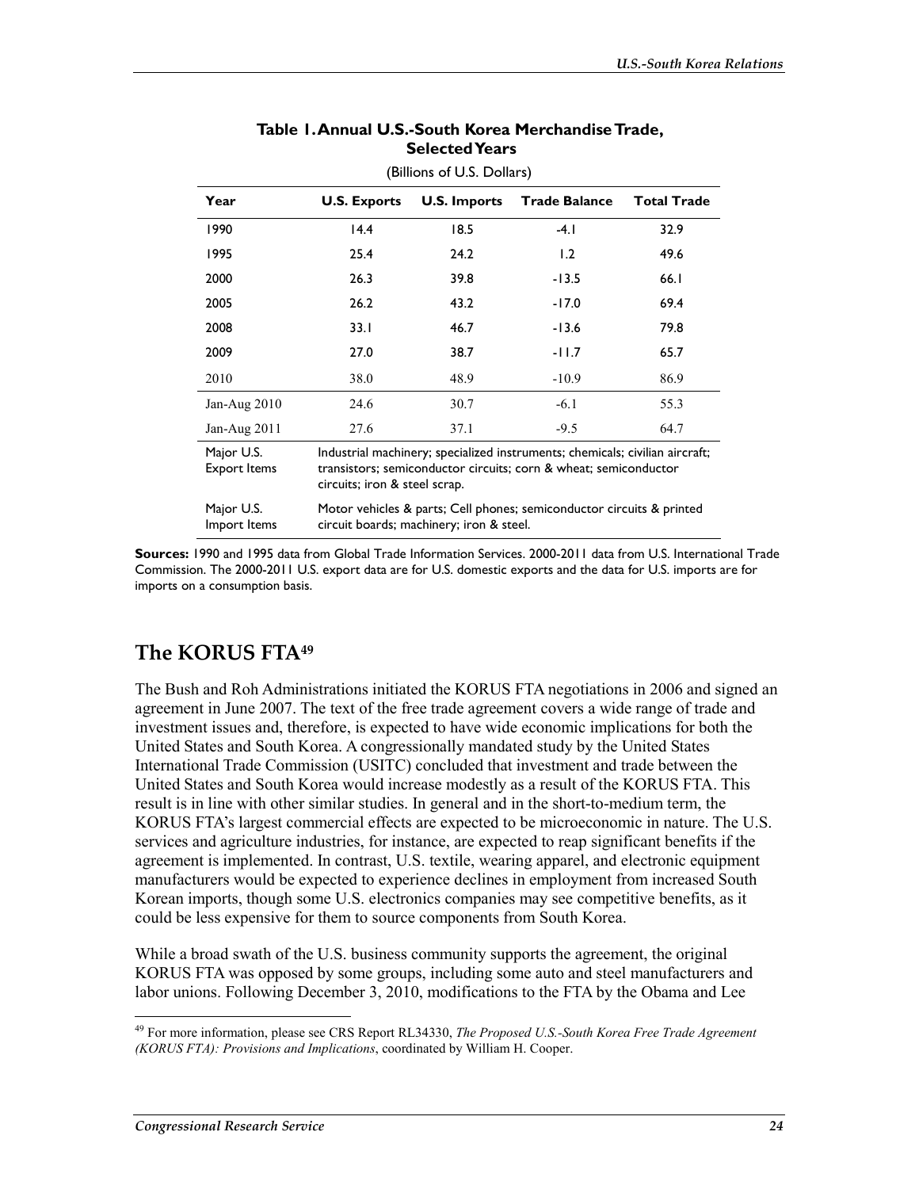**Table 1. Annual U.S.-South Korea Merchandise Trade, Selected Years**

(Billions of U.S. Dollars)

| Year | U.S. Exports | U.S. Imports | Trade Balance | Total Trade |
|---|---|---|---|---|
| 1990 | 14.4 | 18.5 | -4.1 | 32.9 |
| 1995 | 25.4 | 24.2 | 1.2 | 49.6 |
| 2000 | 26.3 | 39.8 | -13.5 | 66.1 |
| 2005 | 26.2 | 43.2 | -17.0 | 69.4 |
| 2008 | 33.1 | 46.7 | -13.6 | 79.8 |
| 2009 | 27.0 | 38.7 | -11.7 | 65.7 |
| 2010 | 38.0 | 48.9 | -10.9 | 86.9 |
| Jan-Aug 2010 | 24.6 | 30.7 | -6.1 | 55.3 |
| Jan-Aug 2011 | 27.6 | 37.1 | -9.5 | 64.7 |
| Major U.S. Export Items | Industrial machinery; specialized instruments; chemicals; civilian aircraft; transistors; semiconductor circuits; corn & wheat; semiconductor circuits; iron & steel scrap. | | | |
| Major U.S. Import Items | Motor vehicles & parts; Cell phones; semiconductor circuits & printed circuit boards; machinery; iron & steel. | | | |

**Sources:** 1990 and 1995 data from Global Trade Information Services. 2000-2011 data from U.S. International Trade Commission. The 2000-2011 U.S. export data are for U.S. domestic exports and the data for U.S. imports are for imports on a consumption basis.

## The KORUS FTA[49]

The Bush and Roh Administrations initiated the KORUS FTA negotiations in 2006 and signed an agreement in June 2007. The text of the free trade agreement covers a wide range of trade and investment issues and, therefore, is expected to have wide economic implications for both the United States and South Korea. A congressionally mandated study by the United States International Trade Commission (USITC) concluded that investment and trade between the United States and South Korea would increase modestly as a result of the KORUS FTA. This result is in line with other similar studies. In general and in the short-to-medium term, the KORUS FTA's largest commercial effects are expected to be microeconomic in nature. The U.S. services and agriculture industries, for instance, are expected to reap significant benefits if the agreement is implemented. In contrast, U.S. textile, wearing apparel, and electronic equipment manufacturers would be expected to experience declines in employment from increased South Korean imports, though some U.S. electronics companies may see competitive benefits, as it could be less expensive for them to source components from South Korea.

While a broad swath of the U.S. business community supports the agreement, the original KORUS FTA was opposed by some groups, including some auto and steel manufacturers and labor unions. Following December 3, 2010, modifications to the FTA by the Obama and Lee

[49] For more information, please see CRS Report RL34330, *The Proposed U.S.-South Korea Free Trade Agreement (KORUS FTA): Provisions and Implications*, coordinated by William H. Cooper.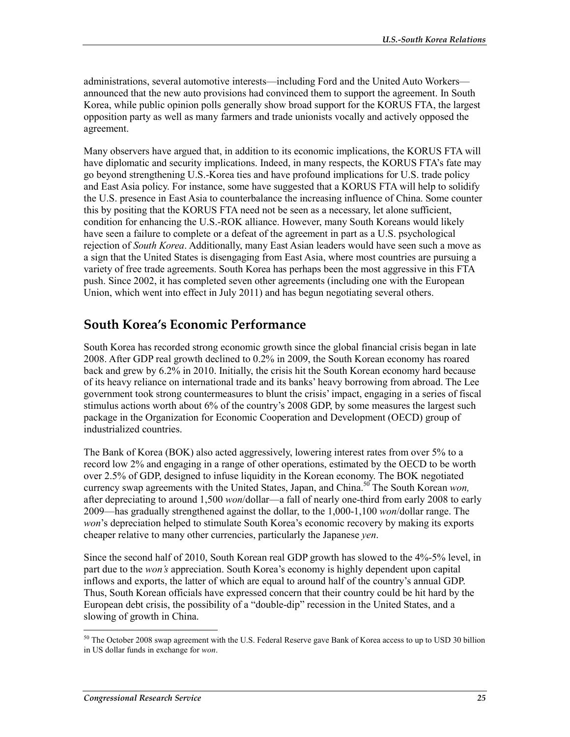administrations, several automotive interests—including Ford and the United Auto Workers—announced that the new auto provisions had convinced them to support the agreement. In South Korea, while public opinion polls generally show broad support for the KORUS FTA, the largest opposition party as well as many farmers and trade unionists vocally and actively opposed the agreement.

Many observers have argued that, in addition to its economic implications, the KORUS FTA will have diplomatic and security implications. Indeed, in many respects, the KORUS FTA's fate may go beyond strengthening U.S.-Korea ties and have profound implications for U.S. trade policy and East Asia policy. For instance, some have suggested that a KORUS FTA will help to solidify the U.S. presence in East Asia to counterbalance the increasing influence of China. Some counter this by positing that the KORUS FTA need not be seen as a necessary, let alone sufficient, condition for enhancing the U.S.-ROK alliance. However, many South Koreans would likely have seen a failure to complete or a defeat of the agreement in part as a U.S. psychological rejection of *South Korea*. Additionally, many East Asian leaders would have seen such a move as a sign that the United States is disengaging from East Asia, where most countries are pursuing a variety of free trade agreements. South Korea has perhaps been the most aggressive in this FTA push. Since 2002, it has completed seven other agreements (including one with the European Union, which went into effect in July 2011) and has begun negotiating several others.

## South Korea's Economic Performance

South Korea has recorded strong economic growth since the global financial crisis began in late 2008. After GDP real growth declined to 0.2% in 2009, the South Korean economy has roared back and grew by 6.2% in 2010. Initially, the crisis hit the South Korean economy hard because of its heavy reliance on international trade and its banks' heavy borrowing from abroad. The Lee government took strong countermeasures to blunt the crisis' impact, engaging in a series of fiscal stimulus actions worth about 6% of the country's 2008 GDP, by some measures the largest such package in the Organization for Economic Cooperation and Development (OECD) group of industrialized countries.

The Bank of Korea (BOK) also acted aggressively, lowering interest rates from over 5% to a record low 2% and engaging in a range of other operations, estimated by the OECD to be worth over 2.5% of GDP, designed to infuse liquidity in the Korean economy. The BOK negotiated currency swap agreements with the United States, Japan, and China.[50] The South Korean *won,* after depreciating to around 1,500 *won*/dollar—a fall of nearly one-third from early 2008 to early 2009—has gradually strengthened against the dollar, to the 1,000-1,100 *won*/dollar range. The *won*'s depreciation helped to stimulate South Korea's economic recovery by making its exports cheaper relative to many other currencies, particularly the Japanese *yen*.

Since the second half of 2010, South Korean real GDP growth has slowed to the 4%-5% level, in part due to the *won's* appreciation. South Korea's economy is highly dependent upon capital inflows and exports, the latter of which are equal to around half of the country's annual GDP. Thus, South Korean officials have expressed concern that their country could be hit hard by the European debt crisis, the possibility of a "double-dip" recession in the United States, and a slowing of growth in China.

---

[50] The October 2008 swap agreement with the U.S. Federal Reserve gave Bank of Korea access to up to USD 30 billion in US dollar funds in exchange for *won*.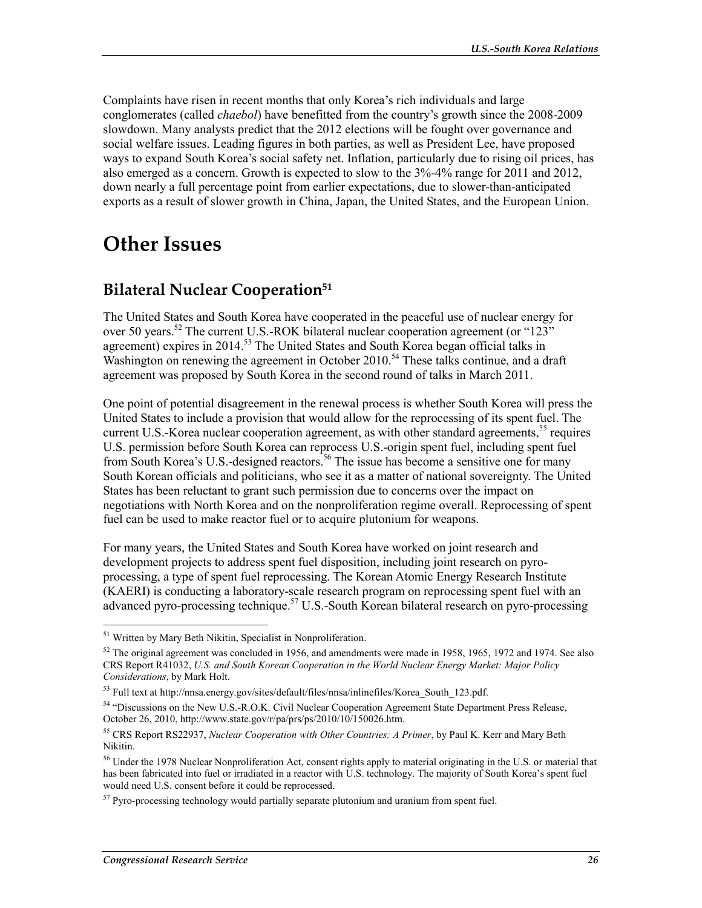Complaints have risen in recent months that only Korea's rich individuals and large conglomerates (called *chaebol*) have benefitted from the country's growth since the 2008-2009 slowdown. Many analysts predict that the 2012 elections will be fought over governance and social welfare issues. Leading figures in both parties, as well as President Lee, have proposed ways to expand South Korea's social safety net. Inflation, particularly due to rising oil prices, has also emerged as a concern. Growth is expected to slow to the 3%-4% range for 2011 and 2012, down nearly a full percentage point from earlier expectations, due to slower-than-anticipated exports as a result of slower growth in China, Japan, the United States, and the European Union.

# Other Issues

## Bilateral Nuclear Cooperation[51]

The United States and South Korea have cooperated in the peaceful use of nuclear energy for over 50 years.[52] The current U.S.-ROK bilateral nuclear cooperation agreement (or "123" agreement) expires in 2014.[53] The United States and South Korea began official talks in Washington on renewing the agreement in October 2010.[54] These talks continue, and a draft agreement was proposed by South Korea in the second round of talks in March 2011.

One point of potential disagreement in the renewal process is whether South Korea will press the United States to include a provision that would allow for the reprocessing of its spent fuel. The current U.S.-Korea nuclear cooperation agreement, as with other standard agreements,[55] requires U.S. permission before South Korea can reprocess U.S.-origin spent fuel, including spent fuel from South Korea's U.S.-designed reactors.[56] The issue has become a sensitive one for many South Korean officials and politicians, who see it as a matter of national sovereignty. The United States has been reluctant to grant such permission due to concerns over the impact on negotiations with North Korea and on the nonproliferation regime overall. Reprocessing of spent fuel can be used to make reactor fuel or to acquire plutonium for weapons.

For many years, the United States and South Korea have worked on joint research and development projects to address spent fuel disposition, including joint research on pyro-processing, a type of spent fuel reprocessing. The Korean Atomic Energy Research Institute (KAERI) is conducting a laboratory-scale research program on reprocessing spent fuel with an advanced pyro-processing technique.[57] U.S.-South Korean bilateral research on pyro-processing

---

[51] Written by Mary Beth Nikitin, Specialist in Nonproliferation.

[52] The original agreement was concluded in 1956, and amendments were made in 1958, 1965, 1972 and 1974. See also CRS Report R41032, *U.S. and South Korean Cooperation in the World Nuclear Energy Market: Major Policy Considerations*, by Mark Holt.

[53] Full text at http://nnsa.energy.gov/sites/default/files/nnsa/inlinefiles/Korea_South_123.pdf.

[54] "Discussions on the New U.S.-R.O.K. Civil Nuclear Cooperation Agreement State Department Press Release, October 26, 2010, http://www.state.gov/r/pa/prs/ps/2010/10/150026.htm.

[55] CRS Report RS22937, *Nuclear Cooperation with Other Countries: A Primer*, by Paul K. Kerr and Mary Beth Nikitin.

[56] Under the 1978 Nuclear Nonproliferation Act, consent rights apply to material originating in the U.S. or material that has been fabricated into fuel or irradiated in a reactor with U.S. technology. The majority of South Korea's spent fuel would need U.S. consent before it could be reprocessed.

[57] Pyro-processing technology would partially separate plutonium and uranium from spent fuel.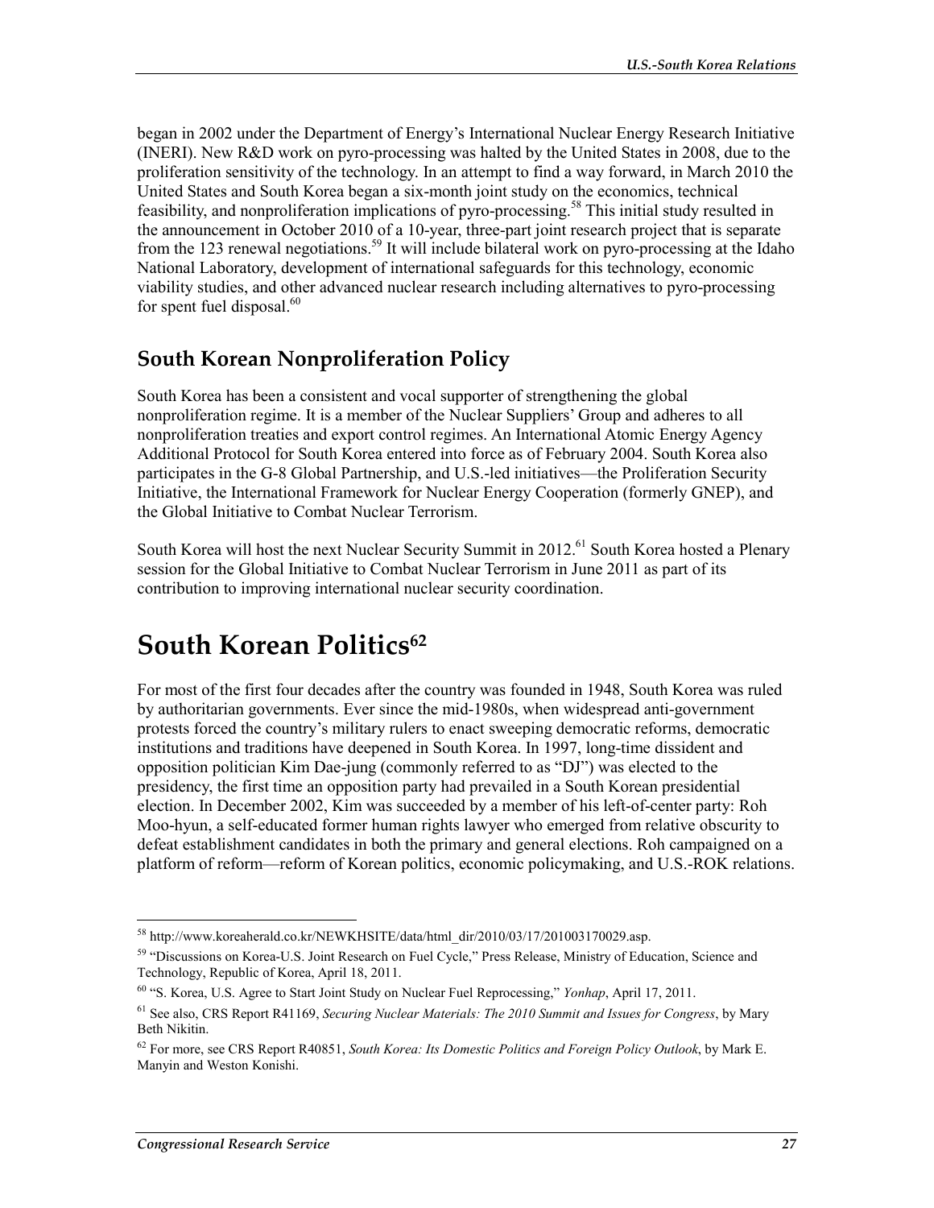began in 2002 under the Department of Energy's International Nuclear Energy Research Initiative (INERI). New R&D work on pyro-processing was halted by the United States in 2008, due to the proliferation sensitivity of the technology. In an attempt to find a way forward, in March 2010 the United States and South Korea began a six-month joint study on the economics, technical feasibility, and nonproliferation implications of pyro-processing.[58] This initial study resulted in the announcement in October 2010 of a 10-year, three-part joint research project that is separate from the 123 renewal negotiations.[59] It will include bilateral work on pyro-processing at the Idaho National Laboratory, development of international safeguards for this technology, economic viability studies, and other advanced nuclear research including alternatives to pyro-processing for spent fuel disposal.[60]

## South Korean Nonproliferation Policy

South Korea has been a consistent and vocal supporter of strengthening the global nonproliferation regime. It is a member of the Nuclear Suppliers' Group and adheres to all nonproliferation treaties and export control regimes. An International Atomic Energy Agency Additional Protocol for South Korea entered into force as of February 2004. South Korea also participates in the G-8 Global Partnership, and U.S.-led initiatives—the Proliferation Security Initiative, the International Framework for Nuclear Energy Cooperation (formerly GNEP), and the Global Initiative to Combat Nuclear Terrorism.

South Korea will host the next Nuclear Security Summit in 2012.[61] South Korea hosted a Plenary session for the Global Initiative to Combat Nuclear Terrorism in June 2011 as part of its contribution to improving international nuclear security coordination.

# South Korean Politics[62]

For most of the first four decades after the country was founded in 1948, South Korea was ruled by authoritarian governments. Ever since the mid-1980s, when widespread anti-government protests forced the country's military rulers to enact sweeping democratic reforms, democratic institutions and traditions have deepened in South Korea. In 1997, long-time dissident and opposition politician Kim Dae-jung (commonly referred to as "DJ") was elected to the presidency, the first time an opposition party had prevailed in a South Korean presidential election. In December 2002, Kim was succeeded by a member of his left-of-center party: Roh Moo-hyun, a self-educated former human rights lawyer who emerged from relative obscurity to defeat establishment candidates in both the primary and general elections. Roh campaigned on a platform of reform—reform of Korean politics, economic policymaking, and U.S.-ROK relations.

---

[58] http://www.koreaherald.co.kr/NEWKHSITE/data/html_dir/2010/03/17/201003170029.asp.

[59] "Discussions on Korea-U.S. Joint Research on Fuel Cycle," Press Release, Ministry of Education, Science and Technology, Republic of Korea, April 18, 2011.

[60] "S. Korea, U.S. Agree to Start Joint Study on Nuclear Fuel Reprocessing," *Yonhap*, April 17, 2011.

[61] See also, CRS Report R41169, *Securing Nuclear Materials: The 2010 Summit and Issues for Congress*, by Mary Beth Nikitin.

[62] For more, see CRS Report R40851, *South Korea: Its Domestic Politics and Foreign Policy Outlook*, by Mark E. Manyin and Weston Konishi.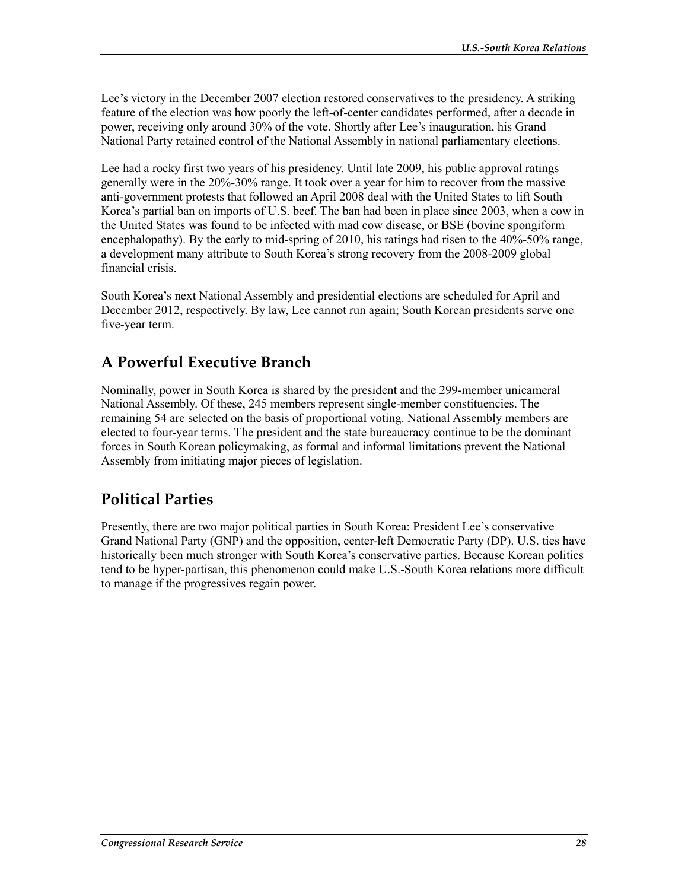Lee's victory in the December 2007 election restored conservatives to the presidency. A striking feature of the election was how poorly the left-of-center candidates performed, after a decade in power, receiving only around 30% of the vote. Shortly after Lee's inauguration, his Grand National Party retained control of the National Assembly in national parliamentary elections.

Lee had a rocky first two years of his presidency. Until late 2009, his public approval ratings generally were in the 20%-30% range. It took over a year for him to recover from the massive anti-government protests that followed an April 2008 deal with the United States to lift South Korea's partial ban on imports of U.S. beef. The ban had been in place since 2003, when a cow in the United States was found to be infected with mad cow disease, or BSE (bovine spongiform encephalopathy). By the early to mid-spring of 2010, his ratings had risen to the 40%-50% range, a development many attribute to South Korea's strong recovery from the 2008-2009 global financial crisis.

South Korea's next National Assembly and presidential elections are scheduled for April and December 2012, respectively. By law, Lee cannot run again; South Korean presidents serve one five-year term.

## A Powerful Executive Branch

Nominally, power in South Korea is shared by the president and the 299-member unicameral National Assembly. Of these, 245 members represent single-member constituencies. The remaining 54 are selected on the basis of proportional voting. National Assembly members are elected to four-year terms. The president and the state bureaucracy continue to be the dominant forces in South Korean policymaking, as formal and informal limitations prevent the National Assembly from initiating major pieces of legislation.

## Political Parties

Presently, there are two major political parties in South Korea: President Lee's conservative Grand National Party (GNP) and the opposition, center-left Democratic Party (DP). U.S. ties have historically been much stronger with South Korea's conservative parties. Because Korean politics tend to be hyper-partisan, this phenomenon could make U.S.-South Korea relations more difficult to manage if the progressives regain power.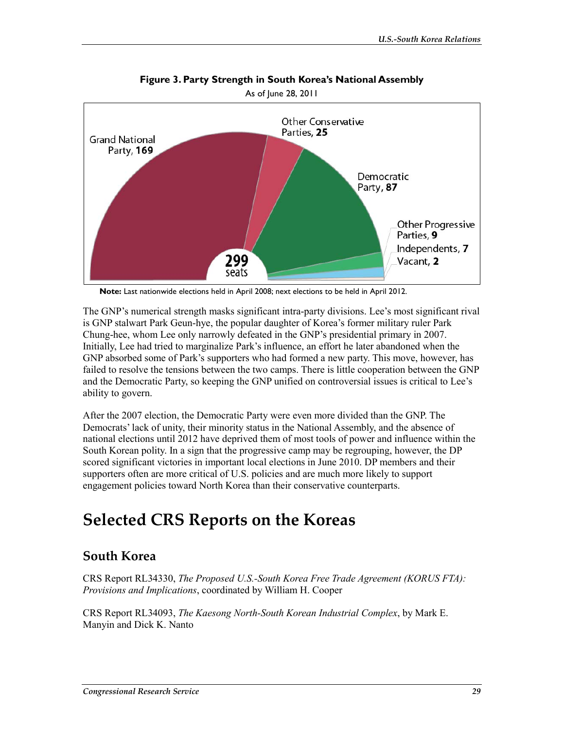**Figure 3. Party Strength in South Korea's National Assembly**

As of June 28, 2011

Grand National Party, **169**

Other Conservative Parties, **25**

Democratic Party, **87**

Other Progressive Parties, **9**

Independents, **7**

Vacant, **2**

**299** seats

**Note:** Last nationwide elections held in April 2008; next elections to be held in April 2012.

The GNP's numerical strength masks significant intra-party divisions. Lee's most significant rival is GNP stalwart Park Geun-hye, the popular daughter of Korea's former military ruler Park Chung-hee, whom Lee only narrowly defeated in the GNP's presidential primary in 2007. Initially, Lee had tried to marginalize Park's influence, an effort he later abandoned when the GNP absorbed some of Park's supporters who had formed a new party. This move, however, has failed to resolve the tensions between the two camps. There is little cooperation between the GNP and the Democratic Party, so keeping the GNP unified on controversial issues is critical to Lee's ability to govern.

After the 2007 election, the Democratic Party were even more divided than the GNP. The Democrats' lack of unity, their minority status in the National Assembly, and the absence of national elections until 2012 have deprived them of most tools of power and influence within the South Korean polity. In a sign that the progressive camp may be regrouping, however, the DP scored significant victories in important local elections in June 2010. DP members and their supporters often are more critical of U.S. policies and are much more likely to support engagement policies toward North Korea than their conservative counterparts.

# Selected CRS Reports on the Koreas

## South Korea

CRS Report RL34330, *The Proposed U.S.-South Korea Free Trade Agreement (KORUS FTA): Provisions and Implications*, coordinated by William H. Cooper

CRS Report RL34093, *The Kaesong North-South Korean Industrial Complex*, by Mark E. Manyin and Dick K. Nanto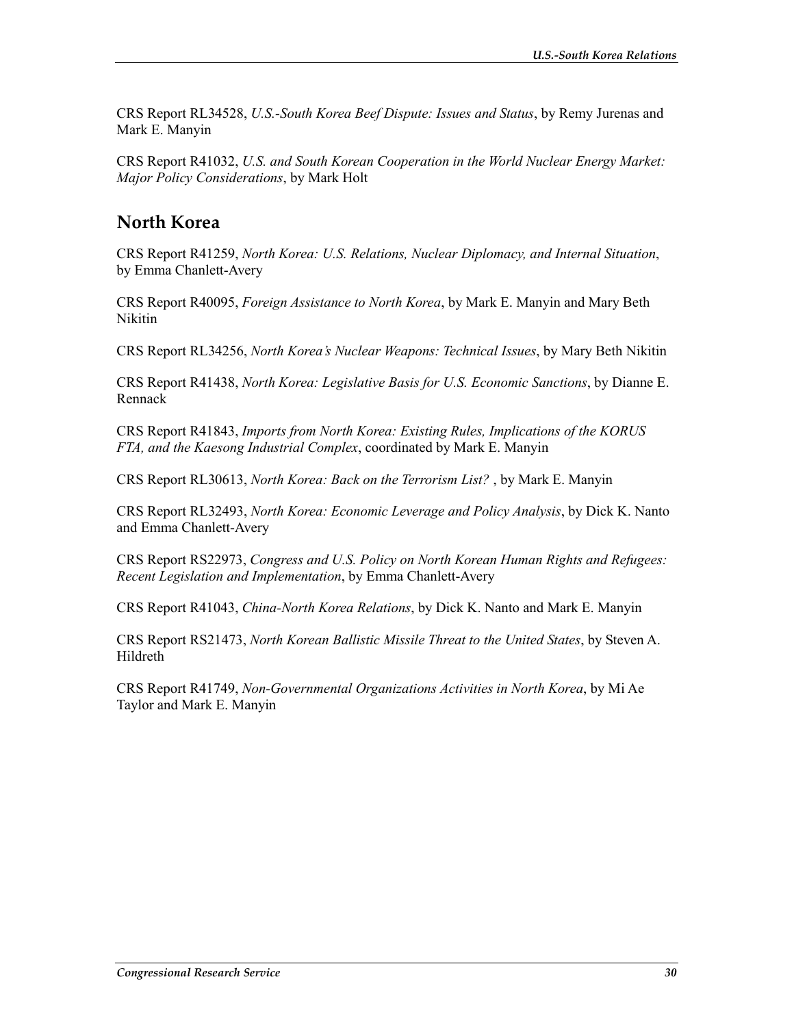CRS Report RL34528, *U.S.-South Korea Beef Dispute: Issues and Status*, by Remy Jurenas and Mark E. Manyin

CRS Report R41032, *U.S. and South Korean Cooperation in the World Nuclear Energy Market: Major Policy Considerations*, by Mark Holt

## North Korea

CRS Report R41259, *North Korea: U.S. Relations, Nuclear Diplomacy, and Internal Situation*, by Emma Chanlett-Avery

CRS Report R40095, *Foreign Assistance to North Korea*, by Mark E. Manyin and Mary Beth Nikitin

CRS Report RL34256, *North Korea's Nuclear Weapons: Technical Issues*, by Mary Beth Nikitin

CRS Report R41438, *North Korea: Legislative Basis for U.S. Economic Sanctions*, by Dianne E. Rennack

CRS Report R41843, *Imports from North Korea: Existing Rules, Implications of the KORUS FTA, and the Kaesong Industrial Complex*, coordinated by Mark E. Manyin

CRS Report RL30613, *North Korea: Back on the Terrorism List?* , by Mark E. Manyin

CRS Report RL32493, *North Korea: Economic Leverage and Policy Analysis*, by Dick K. Nanto and Emma Chanlett-Avery

CRS Report RS22973, *Congress and U.S. Policy on North Korean Human Rights and Refugees: Recent Legislation and Implementation*, by Emma Chanlett-Avery

CRS Report R41043, *China-North Korea Relations*, by Dick K. Nanto and Mark E. Manyin

CRS Report RS21473, *North Korean Ballistic Missile Threat to the United States*, by Steven A. Hildreth

CRS Report R41749, *Non-Governmental Organizations Activities in North Korea*, by Mi Ae Taylor and Mark E. Manyin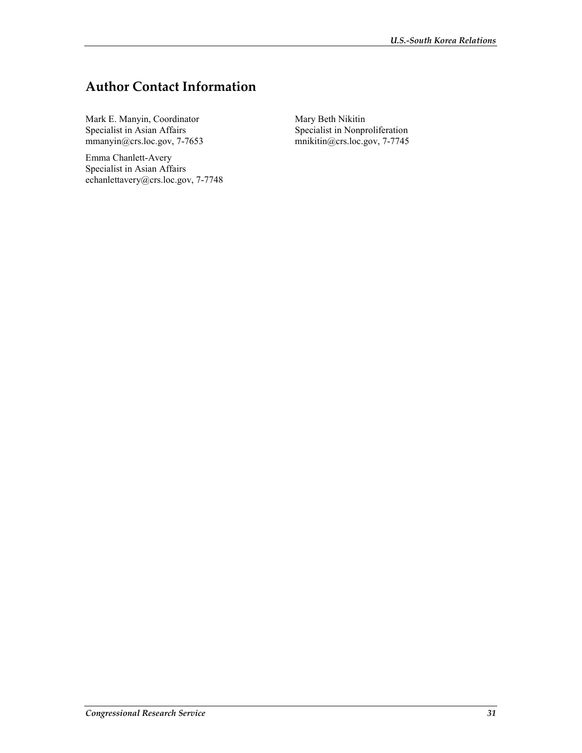## Author Contact Information

Mark E. Manyin, Coordinator
Specialist in Asian Affairs
mmanyin@crs.loc.gov, 7-7653

Emma Chanlett-Avery
Specialist in Asian Affairs
echanlettavery@crs.loc.gov, 7-7748

Mary Beth Nikitin
Specialist in Nonproliferation
mnikitin@crs.loc.gov, 7-7745